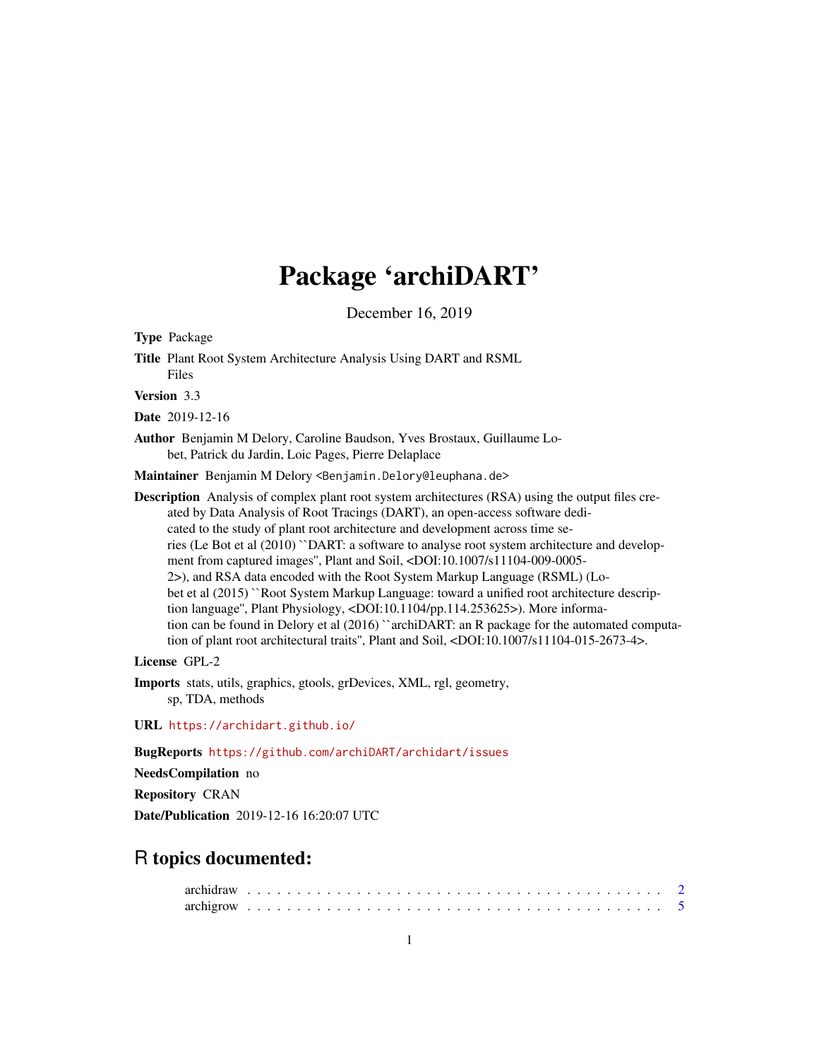# Package 'archiDART'

December 16, 2019

**Type** Package

**Title** Plant Root System Architecture Analysis Using DART and RSML Files

**Version** 3.3

**Date** 2019-12-16

**Author** Benjamin M Delory, Caroline Baudson, Yves Brostaux, Guillaume Lobet, Patrick du Jardin, Loic Pages, Pierre Delaplace

**Maintainer** Benjamin M Delory <Benjamin.Delory@leuphana.de>

**Description** Analysis of complex plant root system architectures (RSA) using the output files created by Data Analysis of Root Tracings (DART), an open-access software dedicated to the study of plant root architecture and development across time series (Le Bot et al (2010) ``DART: a software to analyse root system architecture and development from captured images'', Plant and Soil, <DOI:10.1007/s11104-009-0005-2>), and RSA data encoded with the Root System Markup Language (RSML) (Lobet et al (2015) ``Root System Markup Language: toward a unified root architecture description language'', Plant Physiology, <DOI:10.1104/pp.114.253625>). More information can be found in Delory et al (2016) ``archiDART: an R package for the automated computation of plant root architectural traits'', Plant and Soil, <DOI:10.1007/s11104-015-2673-4>.

**License** GPL-2

**Imports** stats, utils, graphics, gtools, grDevices, XML, rgl, geometry, sp, TDA, methods

**URL** https://archidart.github.io/

**BugReports** https://github.com/archiDART/archidart/issues

**NeedsCompilation** no

**Repository** CRAN

**Date/Publication** 2019-12-16 16:20:07 UTC

## R topics documented:

archidraw . . . . . . . . . . . . . . . . . . . . . . . . . . . . . . . . . . . . . . . . 2
archigrow . . . . . . . . . . . . . . . . . . . . . . . . . . . . . . . . . . . . . . . . 5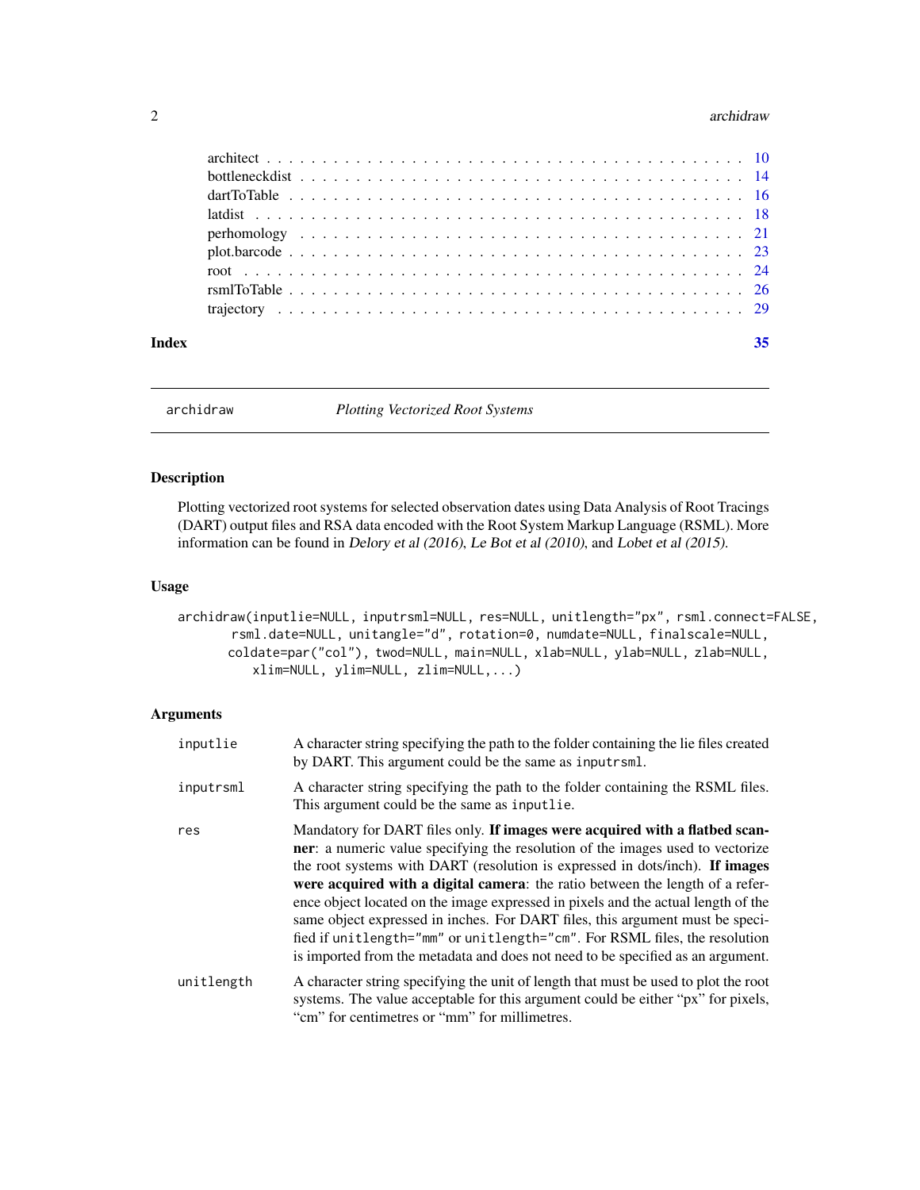architect . . . . . . . . . . . . . . . . . . . . . . . . . . . . . . . . . . . . . . . . . . 10
bottleneckdist . . . . . . . . . . . . . . . . . . . . . . . . . . . . . . . . . . . . . . . 14
dartToTable . . . . . . . . . . . . . . . . . . . . . . . . . . . . . . . . . . . . . . . . . 16
latdist . . . . . . . . . . . . . . . . . . . . . . . . . . . . . . . . . . . . . . . . . . . 18
perhomology . . . . . . . . . . . . . . . . . . . . . . . . . . . . . . . . . . . . . . . . 21
plot.barcode . . . . . . . . . . . . . . . . . . . . . . . . . . . . . . . . . . . . . . . . 23
root . . . . . . . . . . . . . . . . . . . . . . . . . . . . . . . . . . . . . . . . . . . . 24
rsmlToTable . . . . . . . . . . . . . . . . . . . . . . . . . . . . . . . . . . . . . . . . . 26
trajectory . . . . . . . . . . . . . . . . . . . . . . . . . . . . . . . . . . . . . . . . . . 29

**Index** **35**

---

## archidraw — *Plotting Vectorized Root Systems*

### Description

Plotting vectorized root systems for selected observation dates using Data Analysis of Root Tracings (DART) output files and RSA data encoded with the Root System Markup Language (RSML). More information can be found in *Delory et al (2016)*, *Le Bot et al (2010)*, and *Lobet et al (2015)*.

### Usage

```
archidraw(inputlie=NULL, inputrsml=NULL, res=NULL, unitlength="px", rsml.connect=FALSE,
       rsml.date=NULL, unitangle="d", rotation=0, numdate=NULL, finalscale=NULL,
       coldate=par("col"), twod=NULL, main=NULL, xlab=NULL, ylab=NULL, zlab=NULL,
          xlim=NULL, ylim=NULL, zlim=NULL,...)
```

### Arguments

| | |
|---|---|
| inputlie | A character string specifying the path to the folder containing the lie files created by DART. This argument could be the same as inputrsml. |
| inputrsml | A character string specifying the path to the folder containing the RSML files. This argument could be the same as inputlie. |
| res | Mandatory for DART files only. **If images were acquired with a flatbed scanner**: a numeric value specifying the resolution of the images used to vectorize the root systems with DART (resolution is expressed in dots/inch). **If images were acquired with a digital camera**: the ratio between the length of a reference object located on the image expressed in pixels and the actual length of the same object expressed in inches. For DART files, this argument must be specified if unitlength="mm" or unitlength="cm". For RSML files, the resolution is imported from the metadata and does not need to be specified as an argument. |
| unitlength | A character string specifying the unit of length that must be used to plot the root systems. The value acceptable for this argument could be either "px" for pixels, "cm" for centimetres or "mm" for millimetres. |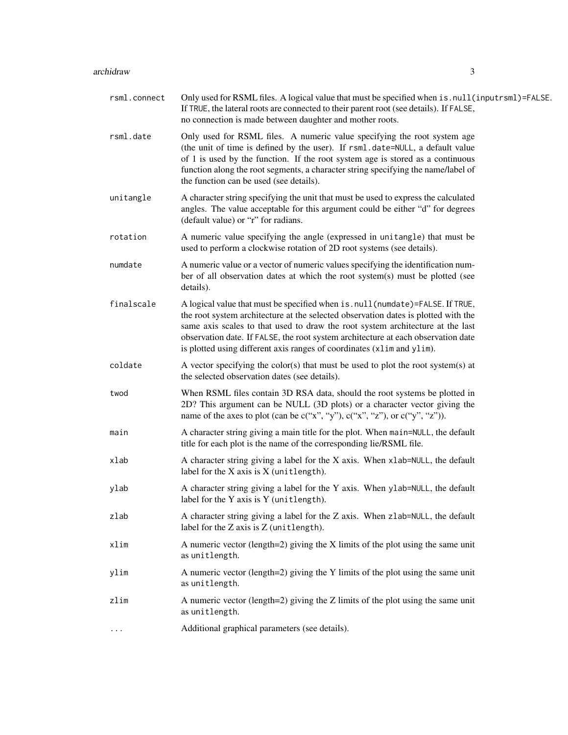rsml.connect
: Only used for RSML files. A logical value that must be specified when `is.null(inputrsml)=FALSE`. If `TRUE`, the lateral roots are connected to their parent root (see details). If `FALSE`, no connection is made between daughter and mother roots.

rsml.date
: Only used for RSML files. A numeric value specifying the root system age (the unit of time is defined by the user). If `rsml.date=NULL`, a default value of 1 is used by the function. If the root system age is stored as a continuous function along the root segments, a character string specifying the name/label of the function can be used (see details).

unitangle
: A character string specifying the unit that must be used to express the calculated angles. The value acceptable for this argument could be either “d” for degrees (default value) or “r” for radians.

rotation
: A numeric value specifying the angle (expressed in `unitangle`) that must be used to perform a clockwise rotation of 2D root systems (see details).

numdate
: A numeric value or a vector of numeric values specifying the identification number of all observation dates at which the root system(s) must be plotted (see details).

finalscale
: A logical value that must be specified when `is.null(numdate)=FALSE`. If `TRUE`, the root system architecture at the selected observation dates is plotted with the same axis scales to that used to draw the root system architecture at the last observation date. If `FALSE`, the root system architecture at each observation date is plotted using different axis ranges of coordinates (`xlim` and `ylim`).

coldate
: A vector specifying the color(s) that must be used to plot the root system(s) at the selected observation dates (see details).

twod
: When RSML files contain 3D RSA data, should the root systems be plotted in 2D? This argument can be NULL (3D plots) or a character vector giving the name of the axes to plot (can be c(“x”, “y”), c(“x”, “z”), or c(“y”, “z”)).

main
: A character string giving a main title for the plot. When `main=NULL`, the default title for each plot is the name of the corresponding lie/RSML file.

xlab
: A character string giving a label for the X axis. When `xlab=NULL`, the default label for the X axis is X (`unitlength`).

ylab
: A character string giving a label for the Y axis. When `ylab=NULL`, the default label for the Y axis is Y (`unitlength`).

zlab
: A character string giving a label for the Z axis. When `zlab=NULL`, the default label for the Z axis is Z (`unitlength`).

xlim
: A numeric vector (length=2) giving the X limits of the plot using the same unit as `unitlength`.

ylim
: A numeric vector (length=2) giving the Y limits of the plot using the same unit as `unitlength`.

zlim
: A numeric vector (length=2) giving the Z limits of the plot using the same unit as `unitlength`.

...
: Additional graphical parameters (see details).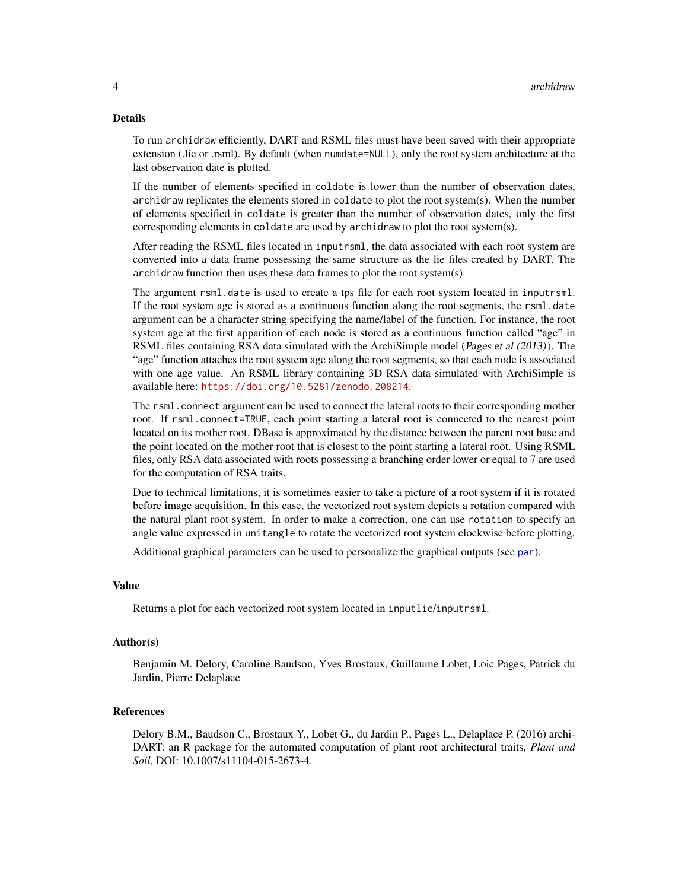## Details

To run `archidraw` efficiently, DART and RSML files must have been saved with their appropriate extension (.lie or .rsml). By default (when `numdate=NULL`), only the root system architecture at the last observation date is plotted.

If the number of elements specified in `coldate` is lower than the number of observation dates, `archidraw` replicates the elements stored in `coldate` to plot the root system(s). When the number of elements specified in `coldate` is greater than the number of observation dates, only the first corresponding elements in `coldate` are used by `archidraw` to plot the root system(s).

After reading the RSML files located in `inputrsml`, the data associated with each root system are converted into a data frame possessing the same structure as the lie files created by DART. The `archidraw` function then uses these data frames to plot the root system(s).

The argument `rsml.date` is used to create a tps file for each root system located in `inputrsml`. If the root system age is stored as a continuous function along the root segments, the `rsml.date` argument can be a character string specifying the name/label of the function. For instance, the root system age at the first apparition of each node is stored as a continuous function called "age" in RSML files containing RSA data simulated with the ArchiSimple model (*Pages et al (2013)*). The "age" function attaches the root system age along the root segments, so that each node is associated with one age value. An RSML library containing 3D RSA data simulated with ArchiSimple is available here: https://doi.org/10.5281/zenodo.208214.

The `rsml.connect` argument can be used to connect the lateral roots to their corresponding mother root. If `rsml.connect=TRUE`, each point starting a lateral root is connected to the nearest point located on its mother root. DBase is approximated by the distance between the parent root base and the point located on the mother root that is closest to the point starting a lateral root. Using RSML files, only RSA data associated with roots possessing a branching order lower or equal to 7 are used for the computation of RSA traits.

Due to technical limitations, it is sometimes easier to take a picture of a root system if it is rotated before image acquisition. In this case, the vectorized root system depicts a rotation compared with the natural plant root system. In order to make a correction, one can use `rotation` to specify an angle value expressed in `unitangle` to rotate the vectorized root system clockwise before plotting.

Additional graphical parameters can be used to personalize the graphical outputs (see `par`).

## Value

Returns a plot for each vectorized root system located in `inputlie`/`inputrsml`.

## Author(s)

Benjamin M. Delory, Caroline Baudson, Yves Brostaux, Guillaume Lobet, Loic Pages, Patrick du Jardin, Pierre Delaplace

## References

Delory B.M., Baudson C., Brostaux Y., Lobet G., du Jardin P., Pages L., Delaplace P. (2016) archi-DART: an R package for the automated computation of plant root architectural traits, *Plant and Soil*, DOI: 10.1007/s11104-015-2673-4.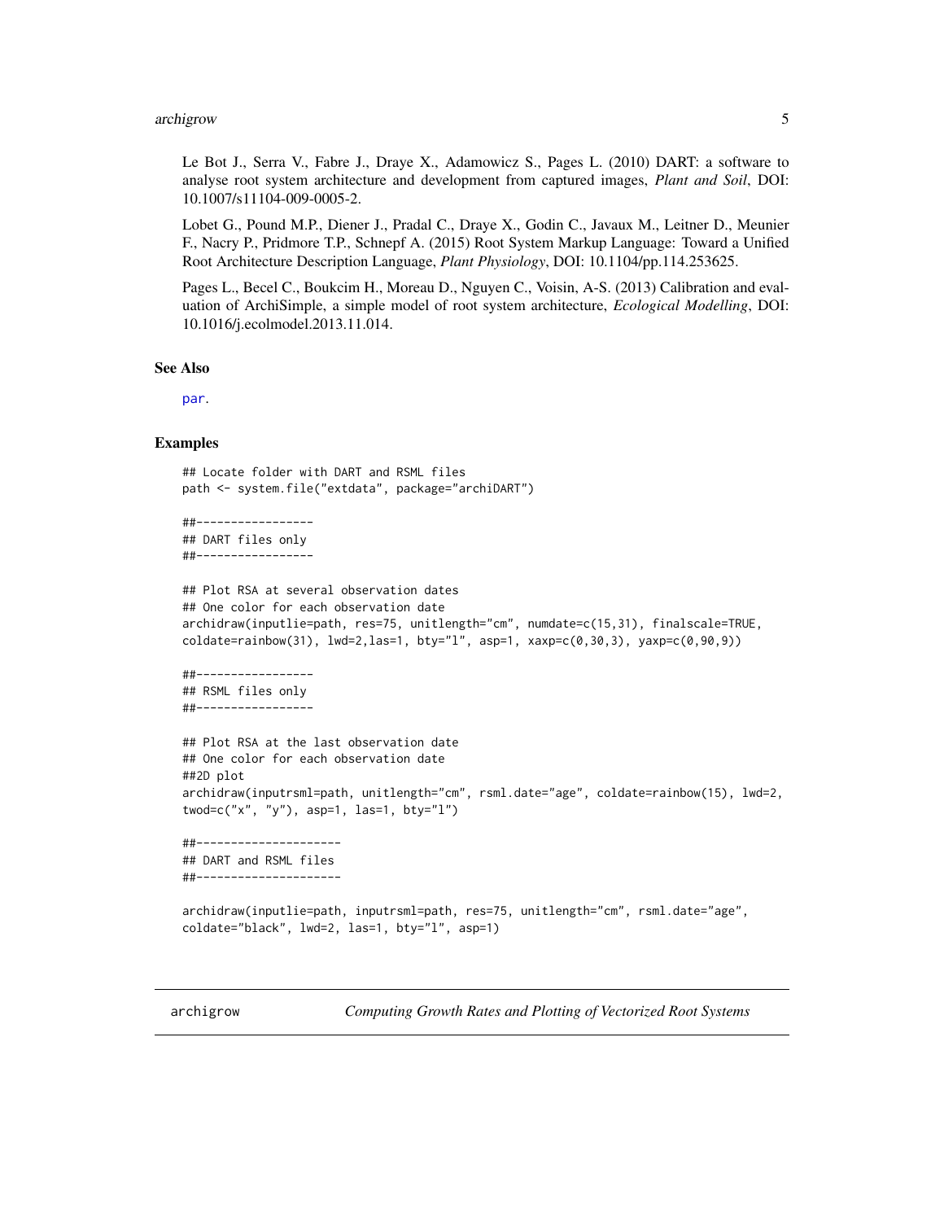Le Bot J., Serra V., Fabre J., Draye X., Adamowicz S., Pages L. (2010) DART: a software to analyse root system architecture and development from captured images, *Plant and Soil*, DOI: 10.1007/s11104-009-0005-2.

Lobet G., Pound M.P., Diener J., Pradal C., Draye X., Godin C., Javaux M., Leitner D., Meunier F., Nacry P., Pridmore T.P., Schnepf A. (2015) Root System Markup Language: Toward a Unified Root Architecture Description Language, *Plant Physiology*, DOI: 10.1104/pp.114.253625.

Pages L., Becel C., Boukcim H., Moreau D., Nguyen C., Voisin, A-S. (2013) Calibration and evaluation of ArchiSimple, a simple model of root system architecture, *Ecological Modelling*, DOI: 10.1016/j.ecolmodel.2013.11.014.

### See Also

par.

### Examples

```
## Locate folder with DART and RSML files
path <- system.file("extdata", package="archiDART")

##-----------------
## DART files only
##-----------------

## Plot RSA at several observation dates
## One color for each observation date
archidraw(inputlie=path, res=75, unitlength="cm", numdate=c(15,31), finalscale=TRUE,
coldate=rainbow(31), lwd=2,las=1, bty="l", asp=1, xaxp=c(0,30,3), yaxp=c(0,90,9))

##-----------------
## RSML files only
##-----------------

## Plot RSA at the last observation date
## One color for each observation date
##2D plot
archidraw(inputrsml=path, unitlength="cm", rsml.date="age", coldate=rainbow(15), lwd=2,
twod=c("x", "y"), asp=1, las=1, bty="l")

##---------------------
## DART and RSML files
##---------------------

archidraw(inputlie=path, inputrsml=path, res=75, unitlength="cm", rsml.date="age",
coldate="black", lwd=2, las=1, bty="l", asp=1)
```

---

## archigrow *Computing Growth Rates and Plotting of Vectorized Root Systems*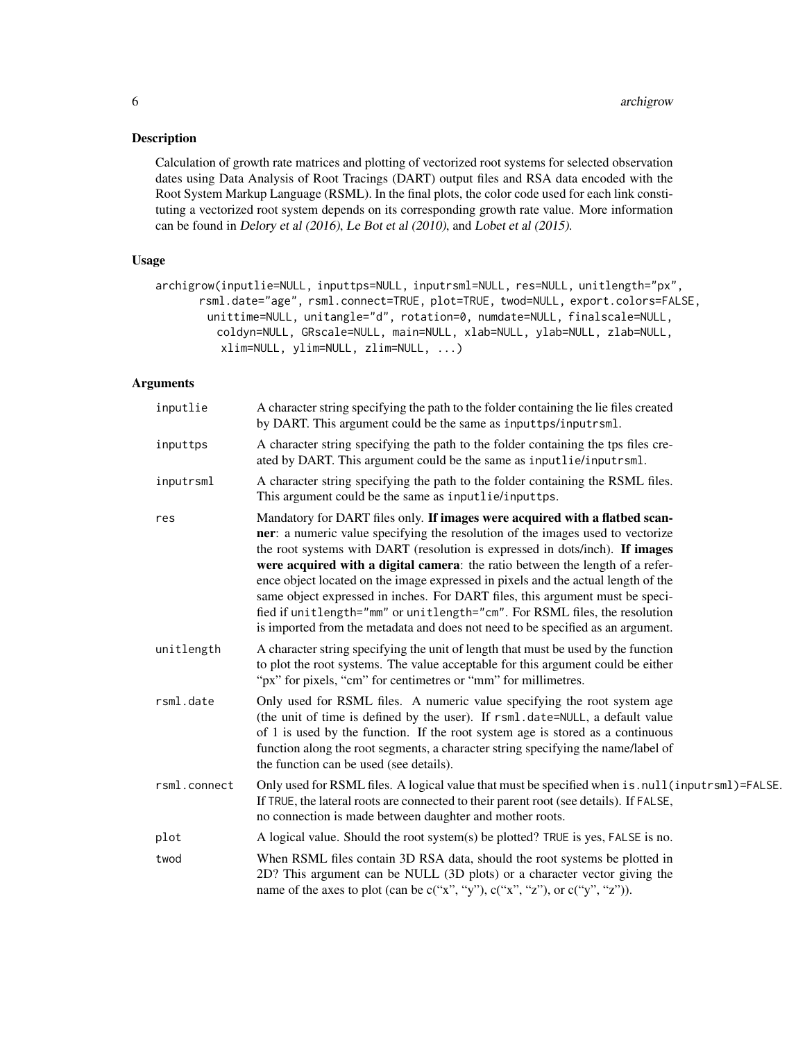## Description

Calculation of growth rate matrices and plotting of vectorized root systems for selected observation dates using Data Analysis of Root Tracings (DART) output files and RSA data encoded with the Root System Markup Language (RSML). In the final plots, the color code used for each link constituting a vectorized root system depends on its corresponding growth rate value. More information can be found in *Delory et al (2016)*, *Le Bot et al (2010)*, and *Lobet et al (2015)*.

## Usage

```
archigrow(inputlie=NULL, inputtps=NULL, inputrsml=NULL, res=NULL, unitlength="px",
      rsml.date="age", rsml.connect=TRUE, plot=TRUE, twod=NULL, export.colors=FALSE,
        unittime=NULL, unitangle="d", rotation=0, numdate=NULL, finalscale=NULL,
          coldyn=NULL, GRscale=NULL, main=NULL, xlab=NULL, ylab=NULL, zlab=NULL,
           xlim=NULL, ylim=NULL, zlim=NULL, ...)
```

## Arguments

| | |
|---|---|
| `inputlie` | A character string specifying the path to the folder containing the lie files created by DART. This argument could be the same as `inputtps`/`inputrsml`. |
| `inputtps` | A character string specifying the path to the folder containing the tps files created by DART. This argument could be the same as `inputlie`/`inputrsml`. |
| `inputrsml` | A character string specifying the path to the folder containing the RSML files. This argument could be the same as `inputlie`/`inputtps`. |
| `res` | Mandatory for DART files only. **If images were acquired with a flatbed scanner**: a numeric value specifying the resolution of the images used to vectorize the root systems with DART (resolution is expressed in dots/inch). **If images were acquired with a digital camera**: the ratio between the length of a reference object located on the image expressed in pixels and the actual length of the same object expressed in inches. For DART files, this argument must be specified if `unitlength="mm"` or `unitlength="cm"`. For RSML files, the resolution is imported from the metadata and does not need to be specified as an argument. |
| `unitlength` | A character string specifying the unit of length that must be used by the function to plot the root systems. The value acceptable for this argument could be either "px" for pixels, "cm" for centimetres or "mm" for millimetres. |
| `rsml.date` | Only used for RSML files. A numeric value specifying the root system age (the unit of time is defined by the user). If `rsml.date=NULL`, a default value of 1 is used by the function. If the root system age is stored as a continuous function along the root segments, a character string specifying the name/label of the function can be used (see details). |
| `rsml.connect` | Only used for RSML files. A logical value that must be specified when `is.null(inputrsml)=FALSE`. If `TRUE`, the lateral roots are connected to their parent root (see details). If `FALSE`, no connection is made between daughter and mother roots. |
| `plot` | A logical value. Should the root system(s) be plotted? `TRUE` is yes, `FALSE` is no. |
| `twod` | When RSML files contain 3D RSA data, should the root systems be plotted in 2D? This argument can be NULL (3D plots) or a character vector giving the name of the axes to plot (can be c("x", "y"), c("x", "z"), or c("y", "z")). |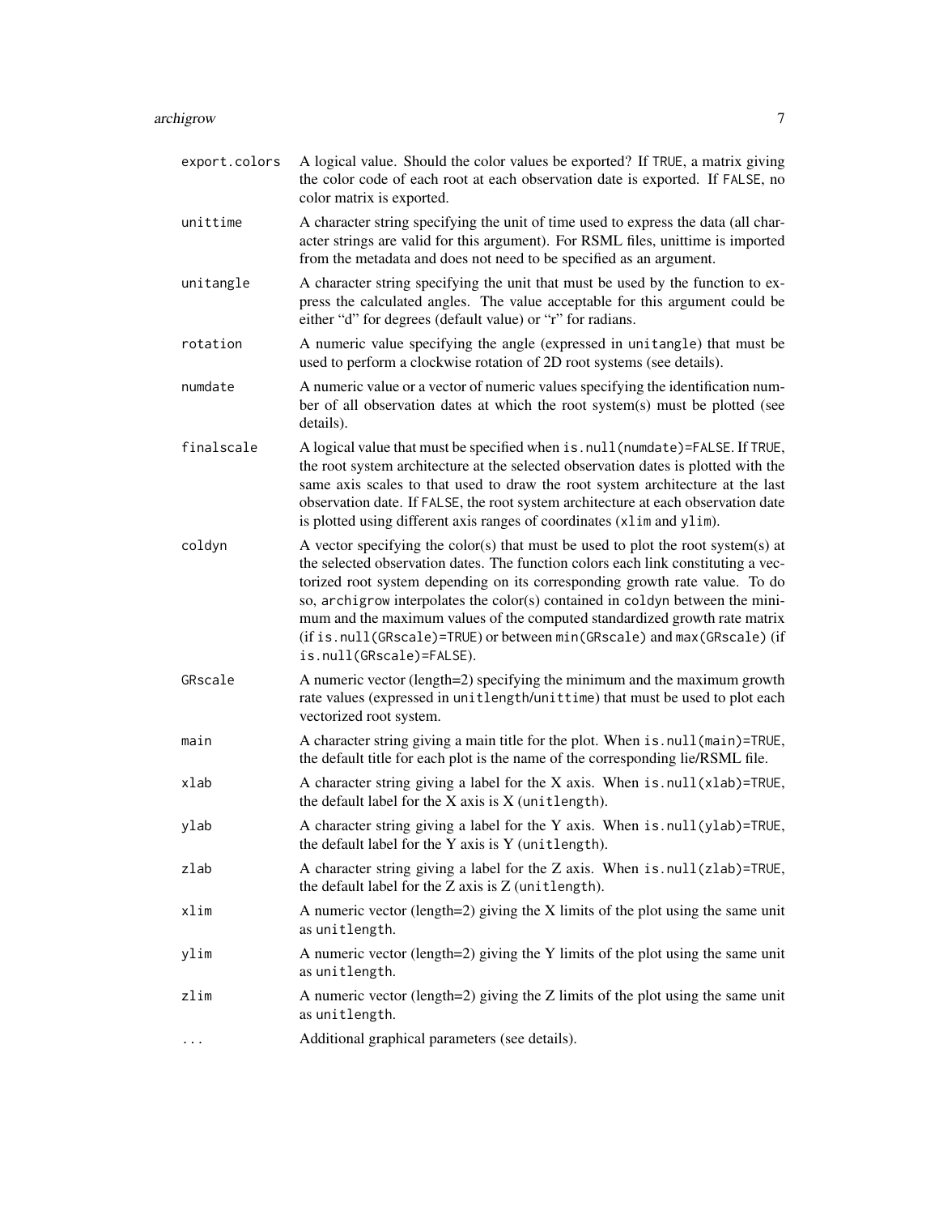| | |
|---|---|
| `export.colors` | A logical value. Should the color values be exported? If `TRUE`, a matrix giving the color code of each root at each observation date is exported. If `FALSE`, no color matrix is exported. |
| `unittime` | A character string specifying the unit of time used to express the data (all character strings are valid for this argument). For RSML files, unittime is imported from the metadata and does not need to be specified as an argument. |
| `unitangle` | A character string specifying the unit that must be used by the function to express the calculated angles. The value acceptable for this argument could be either "d" for degrees (default value) or "r" for radians. |
| `rotation` | A numeric value specifying the angle (expressed in `unitangle`) that must be used to perform a clockwise rotation of 2D root systems (see details). |
| `numdate` | A numeric value or a vector of numeric values specifying the identification number of all observation dates at which the root system(s) must be plotted (see details). |
| `finalscale` | A logical value that must be specified when `is.null(numdate)=FALSE`. If `TRUE`, the root system architecture at the selected observation dates is plotted with the same axis scales to that used to draw the root system architecture at the last observation date. If `FALSE`, the root system architecture at each observation date is plotted using different axis ranges of coordinates (`xlim` and `ylim`). |
| `coldyn` | A vector specifying the color(s) that must be used to plot the root system(s) at the selected observation dates. The function colors each link constituting a vectorized root system depending on its corresponding growth rate value. To do so, `archigrow` interpolates the color(s) contained in `coldyn` between the minimum and the maximum values of the computed standardized growth rate matrix (if `is.null(GRscale)=TRUE`) or between `min(GRscale)` and `max(GRscale)` (if `is.null(GRscale)=FALSE`). |
| `GRscale` | A numeric vector (length=2) specifying the minimum and the maximum growth rate values (expressed in `unitlength`/`unittime`) that must be used to plot each vectorized root system. |
| `main` | A character string giving a main title for the plot. When `is.null(main)=TRUE`, the default title for each plot is the name of the corresponding lie/RSML file. |
| `xlab` | A character string giving a label for the X axis. When `is.null(xlab)=TRUE`, the default label for the X axis is X (`unitlength`). |
| `ylab` | A character string giving a label for the Y axis. When `is.null(ylab)=TRUE`, the default label for the Y axis is Y (`unitlength`). |
| `zlab` | A character string giving a label for the Z axis. When `is.null(zlab)=TRUE`, the default label for the Z axis is Z (`unitlength`). |
| `xlim` | A numeric vector (length=2) giving the X limits of the plot using the same unit as `unitlength`. |
| `ylim` | A numeric vector (length=2) giving the Y limits of the plot using the same unit as `unitlength`. |
| `zlim` | A numeric vector (length=2) giving the Z limits of the plot using the same unit as `unitlength`. |
| `...` | Additional graphical parameters (see details). |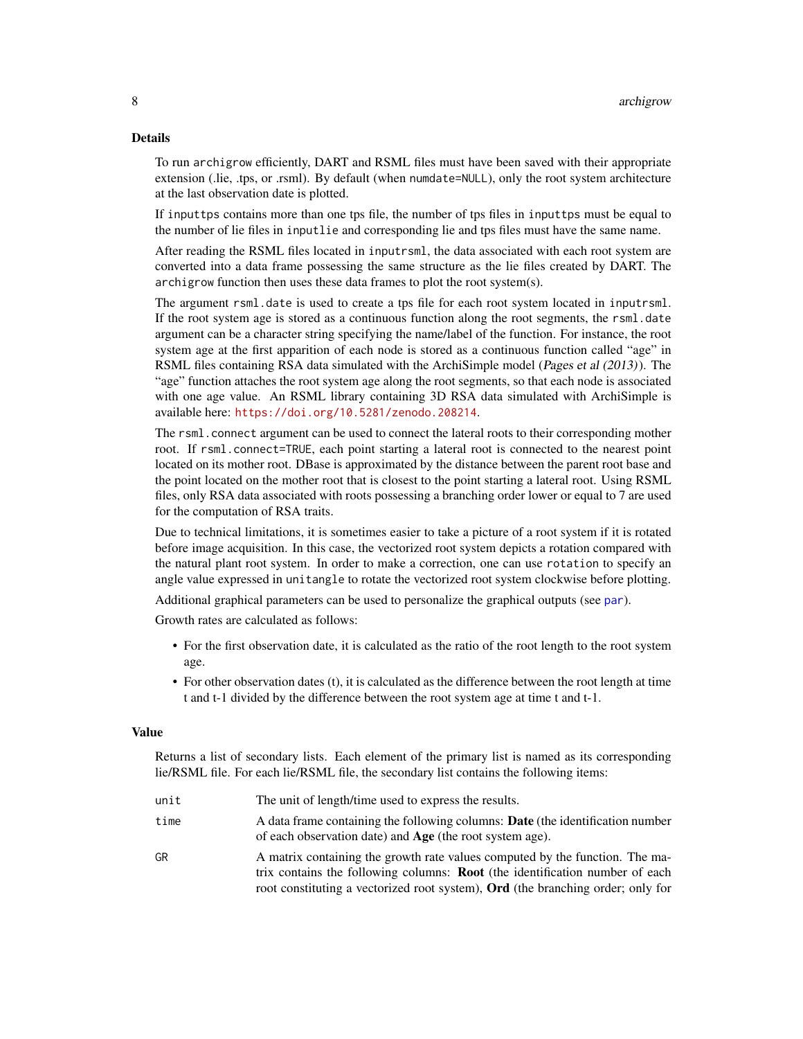## Details

To run `archigrow` efficiently, DART and RSML files must have been saved with their appropriate extension (.lie, .tps, or .rsml). By default (when `numdate=NULL`), only the root system architecture at the last observation date is plotted.

If `inputtps` contains more than one tps file, the number of tps files in `inputtps` must be equal to the number of lie files in `inputlie` and corresponding lie and tps files must have the same name.

After reading the RSML files located in `inputrsml`, the data associated with each root system are converted into a data frame possessing the same structure as the lie files created by DART. The `archigrow` function then uses these data frames to plot the root system(s).

The argument `rsml.date` is used to create a tps file for each root system located in `inputrsml`. If the root system age is stored as a continuous function along the root segments, the `rsml.date` argument can be a character string specifying the name/label of the function. For instance, the root system age at the first apparition of each node is stored as a continuous function called "age" in RSML files containing RSA data simulated with the ArchiSimple model (*Pages et al (2013)*). The "age" function attaches the root system age along the root segments, so that each node is associated with one age value. An RSML library containing 3D RSA data simulated with ArchiSimple is available here: https://doi.org/10.5281/zenodo.208214.

The `rsml.connect` argument can be used to connect the lateral roots to their corresponding mother root. If `rsml.connect=TRUE`, each point starting a lateral root is connected to the nearest point located on its mother root. DBase is approximated by the distance between the parent root base and the point located on the mother root that is closest to the point starting a lateral root. Using RSML files, only RSA data associated with roots possessing a branching order lower or equal to 7 are used for the computation of RSA traits.

Due to technical limitations, it is sometimes easier to take a picture of a root system if it is rotated before image acquisition. In this case, the vectorized root system depicts a rotation compared with the natural plant root system. In order to make a correction, one can use `rotation` to specify an angle value expressed in `unitangle` to rotate the vectorized root system clockwise before plotting.

Additional graphical parameters can be used to personalize the graphical outputs (see `par`).

Growth rates are calculated as follows:

- For the first observation date, it is calculated as the ratio of the root length to the root system age.
- For other observation dates (t), it is calculated as the difference between the root length at time t and t-1 divided by the difference between the root system age at time t and t-1.

## Value

Returns a list of secondary lists. Each element of the primary list is named as its corresponding lie/RSML file. For each lie/RSML file, the secondary list contains the following items:

| | |
|---|---|
| `unit` | The unit of length/time used to express the results. |
| `time` | A data frame containing the following columns: **Date** (the identification number of each observation date) and **Age** (the root system age). |
| `GR` | A matrix containing the growth rate values computed by the function. The matrix contains the following columns: **Root** (the identification number of each root constituting a vectorized root system), **Ord** (the branching order; only for |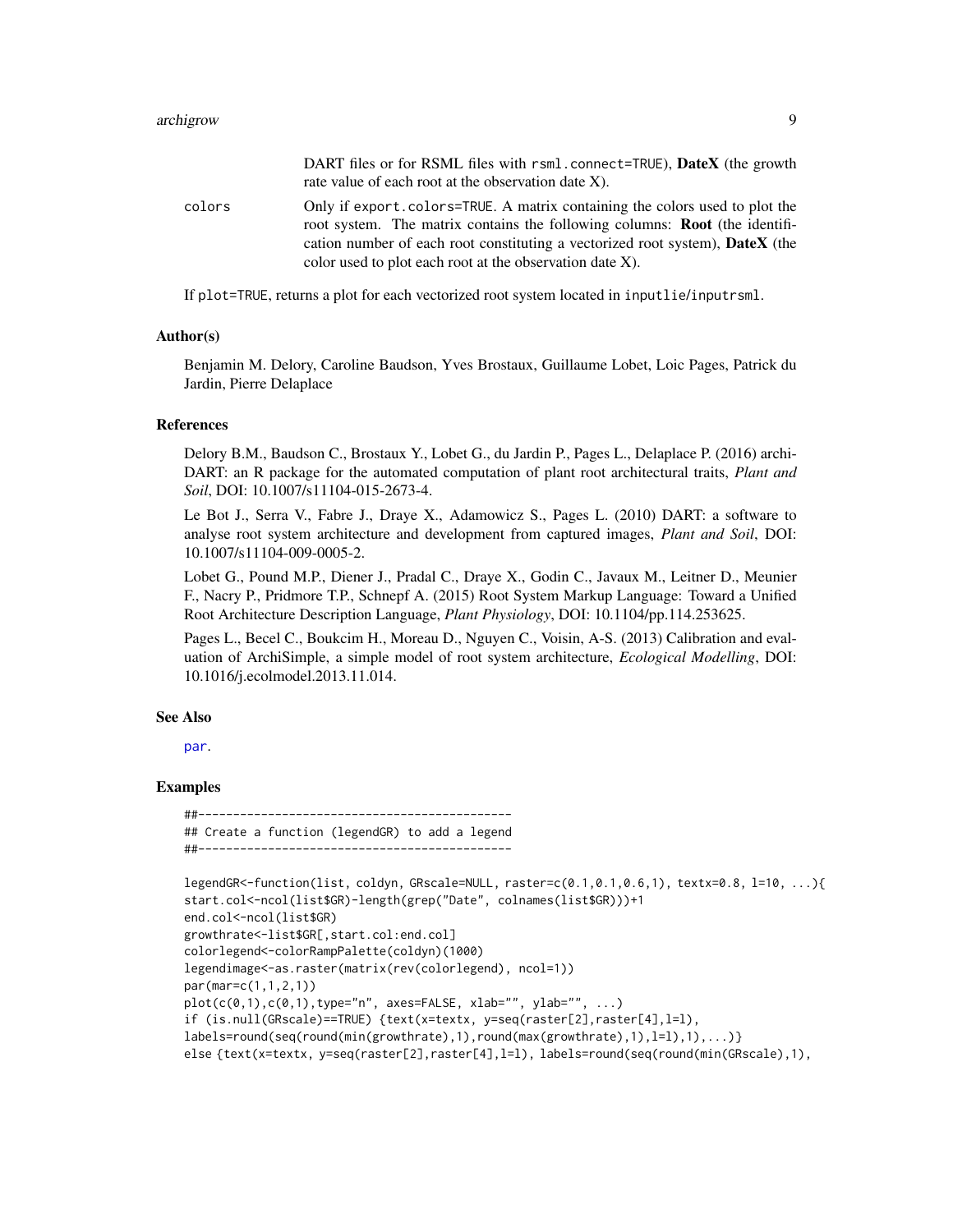DART files or for RSML files with `rsml.connect=TRUE`), **DateX** (the growth rate value of each root at the observation date X).

colors
: Only if `export.colors=TRUE`. A matrix containing the colors used to plot the root system. The matrix contains the following columns: **Root** (the identification number of each root constituting a vectorized root system), **DateX** (the color used to plot each root at the observation date X).

If `plot=TRUE`, returns a plot for each vectorized root system located in `inputlie/inputrsml`.

## Author(s)

Benjamin M. Delory, Caroline Baudson, Yves Brostaux, Guillaume Lobet, Loic Pages, Patrick du Jardin, Pierre Delaplace

## References

Delory B.M., Baudson C., Brostaux Y., Lobet G., du Jardin P., Pages L., Delaplace P. (2016) archiDART: an R package for the automated computation of plant root architectural traits, *Plant and Soil*, DOI: 10.1007/s11104-015-2673-4.

Le Bot J., Serra V., Fabre J., Draye X., Adamowicz S., Pages L. (2010) DART: a software to analyse root system architecture and development from captured images, *Plant and Soil*, DOI: 10.1007/s11104-009-0005-2.

Lobet G., Pound M.P., Diener J., Pradal C., Draye X., Godin C., Javaux M., Leitner D., Meunier F., Nacry P., Pridmore T.P., Schnepf A. (2015) Root System Markup Language: Toward a Unified Root Architecture Description Language, *Plant Physiology*, DOI: 10.1104/pp.114.253625.

Pages L., Becel C., Boukcim H., Moreau D., Nguyen C., Voisin, A-S. (2013) Calibration and evaluation of ArchiSimple, a simple model of root system architecture, *Ecological Modelling*, DOI: 10.1016/j.ecolmodel.2013.11.014.

## See Also

par.

## Examples

```
##---------------------------------------------
## Create a function (legendGR) to add a legend
##---------------------------------------------

legendGR<-function(list, coldyn, GRscale=NULL, raster=c(0.1,0.1,0.6,1), textx=0.8, l=10, ...){
start.col<-ncol(list$GR)-length(grep("Date", colnames(list$GR)))+1
end.col<-ncol(list$GR)
growthrate<-list$GR[,start.col:end.col]
colorlegend<-colorRampPalette(coldyn)(1000)
legendimage<-as.raster(matrix(rev(colorlegend), ncol=1))
par(mar=c(1,1,2,1))
plot(c(0,1),c(0,1),type="n", axes=FALSE, xlab="", ylab="", ...)
if (is.null(GRscale)==TRUE) {text(x=textx, y=seq(raster[2],raster[4],l=l),
labels=round(seq(round(min(growthrate),1),round(max(growthrate),1),l=l),1),...)}
else {text(x=textx, y=seq(raster[2],raster[4],l=l), labels=round(seq(round(min(GRscale),1),
```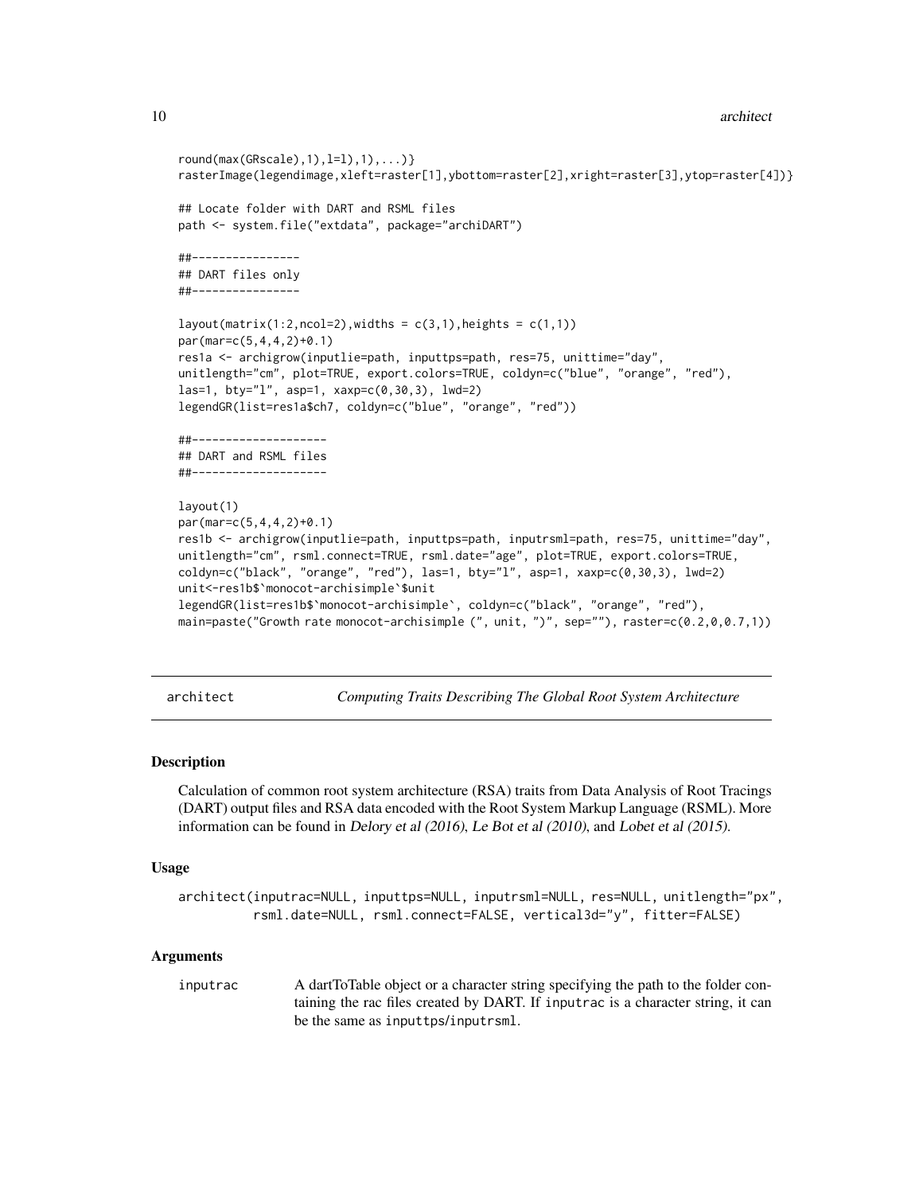```
round(max(GRscale),1),l=l),1),...)}
rasterImage(legendimage,xleft=raster[1],ybottom=raster[2],xright=raster[3],ytop=raster[4])}

## Locate folder with DART and RSML files
path <- system.file("extdata", package="archiDART")

##----------------
## DART files only
##----------------

layout(matrix(1:2,ncol=2),widths = c(3,1),heights = c(1,1))
par(mar=c(5,4,4,2)+0.1)
res1a <- archigrow(inputlie=path, inputtps=path, res=75, unittime="day",
unitlength="cm", plot=TRUE, export.colors=TRUE, coldyn=c("blue", "orange", "red"),
las=1, bty="l", asp=1, xaxp=c(0,30,3), lwd=2)
legendGR(list=res1a$ch7, coldyn=c("blue", "orange", "red"))

##--------------------
## DART and RSML files
##--------------------

layout(1)
par(mar=c(5,4,4,2)+0.1)
res1b <- archigrow(inputlie=path, inputtps=path, inputrsml=path, res=75, unittime="day",
unitlength="cm", rsml.connect=TRUE, rsml.date="age", plot=TRUE, export.colors=TRUE,
coldyn=c("black", "orange", "red"), las=1, bty="l", asp=1, xaxp=c(0,30,3), lwd=2)
unit<-res1b$`monocot-archisimple`$unit
legendGR(list=res1b$`monocot-archisimple`, coldyn=c("black", "orange", "red"),
main=paste("Growth rate monocot-archisimple (", unit, ")", sep=""), raster=c(0.2,0,0.7,1))
```

---

## architect — *Computing Traits Describing The Global Root System Architecture*

### Description

Calculation of common root system architecture (RSA) traits from Data Analysis of Root Tracings (DART) output files and RSA data encoded with the Root System Markup Language (RSML). More information can be found in *Delory et al (2016)*, *Le Bot et al (2010)*, and *Lobet et al (2015)*.

### Usage

```
architect(inputrac=NULL, inputtps=NULL, inputrsml=NULL, res=NULL, unitlength="px",
          rsml.date=NULL, rsml.connect=FALSE, vertical3d="y", fitter=FALSE)
```

### Arguments

inputrac A dartToTable object or a character string specifying the path to the folder containing the rac files created by DART. If inputrac is a character string, it can be the same as inputtps/inputrsml.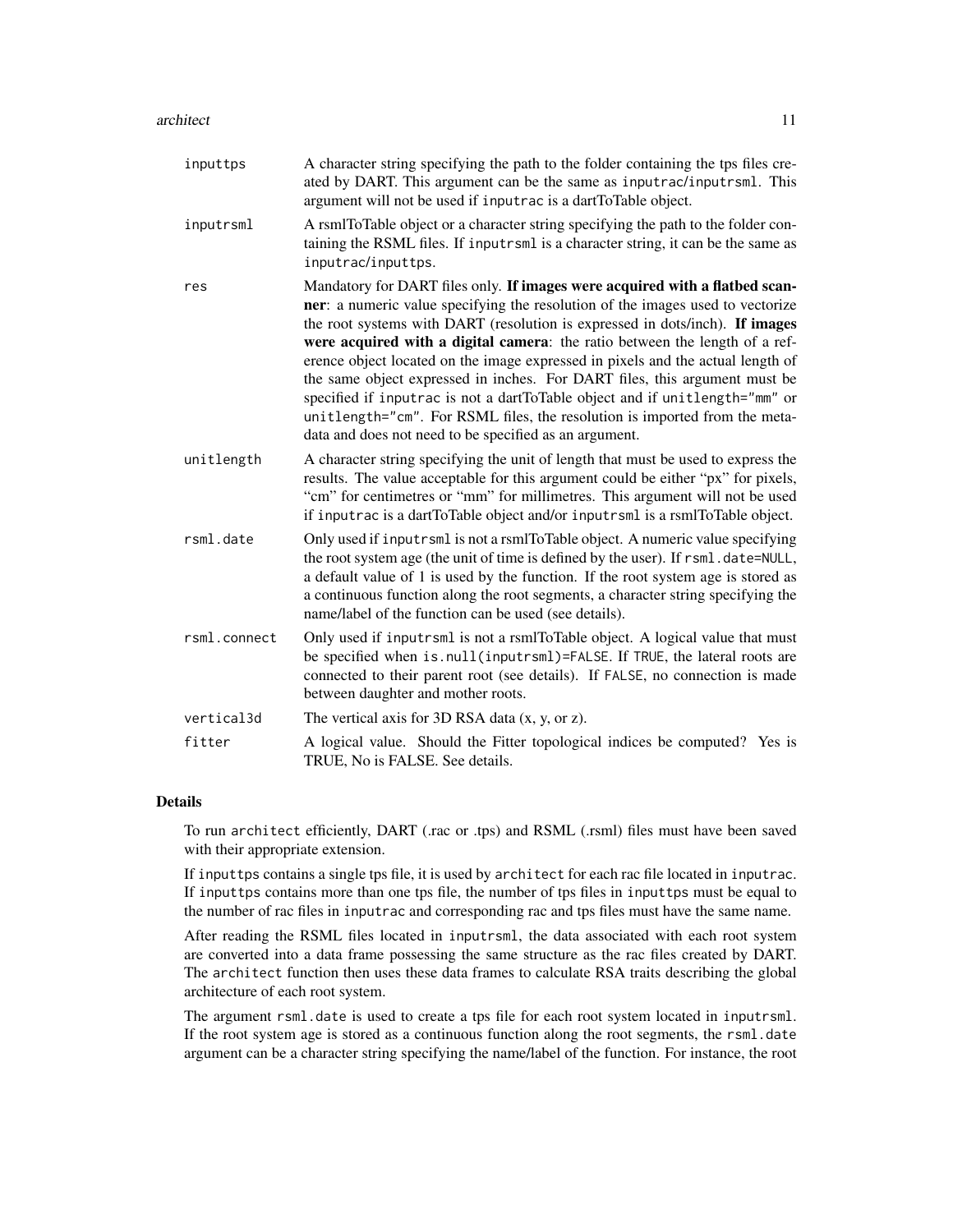| | |
|---|---|
| `inputtps` | A character string specifying the path to the folder containing the tps files created by DART. This argument can be the same as `inputrac`/`inputrsml`. This argument will not be used if `inputrac` is a dartToTable object. |
| `inputrsml` | A rsmlToTable object or a character string specifying the path to the folder containing the RSML files. If `inputrsml` is a character string, it can be the same as `inputrac`/`inputtps`. |
| `res` | Mandatory for DART files only. **If images were acquired with a flatbed scanner**: a numeric value specifying the resolution of the images used to vectorize the root systems with DART (resolution is expressed in dots/inch). **If images were acquired with a digital camera**: the ratio between the length of a reference object located on the image expressed in pixels and the actual length of the same object expressed in inches. For DART files, this argument must be specified if `inputrac` is not a dartToTable object and if `unitlength="mm"` or `unitlength="cm"`. For RSML files, the resolution is imported from the metadata and does not need to be specified as an argument. |
| `unitlength` | A character string specifying the unit of length that must be used to express the results. The value acceptable for this argument could be either "px" for pixels, "cm" for centimetres or "mm" for millimetres. This argument will not be used if `inputrac` is a dartToTable object and/or `inputrsml` is a rsmlToTable object. |
| `rsml.date` | Only used if `inputrsml` is not a rsmlToTable object. A numeric value specifying the root system age (the unit of time is defined by the user). If `rsml.date=NULL`, a default value of 1 is used by the function. If the root system age is stored as a continuous function along the root segments, a character string specifying the name/label of the function can be used (see details). |
| `rsml.connect` | Only used if `inputrsml` is not a rsmlToTable object. A logical value that must be specified when `is.null(inputrsml)=FALSE`. If `TRUE`, the lateral roots are connected to their parent root (see details). If `FALSE`, no connection is made between daughter and mother roots. |
| `vertical3d` | The vertical axis for 3D RSA data (x, y, or z). |
| `fitter` | A logical value. Should the Fitter topological indices be computed? Yes is TRUE, No is FALSE. See details. |

## Details

To run `architect` efficiently, DART (.rac or .tps) and RSML (.rsml) files must have been saved with their appropriate extension.

If `inputtps` contains a single tps file, it is used by `architect` for each rac file located in `inputrac`. If `inputtps` contains more than one tps file, the number of tps files in `inputtps` must be equal to the number of rac files in `inputrac` and corresponding rac and tps files must have the same name.

After reading the RSML files located in `inputrsml`, the data associated with each root system are converted into a data frame possessing the same structure as the rac files created by DART. The `architect` function then uses these data frames to calculate RSA traits describing the global architecture of each root system.

The argument `rsml.date` is used to create a tps file for each root system located in `inputrsml`. If the root system age is stored as a continuous function along the root segments, the `rsml.date` argument can be a character string specifying the name/label of the function. For instance, the root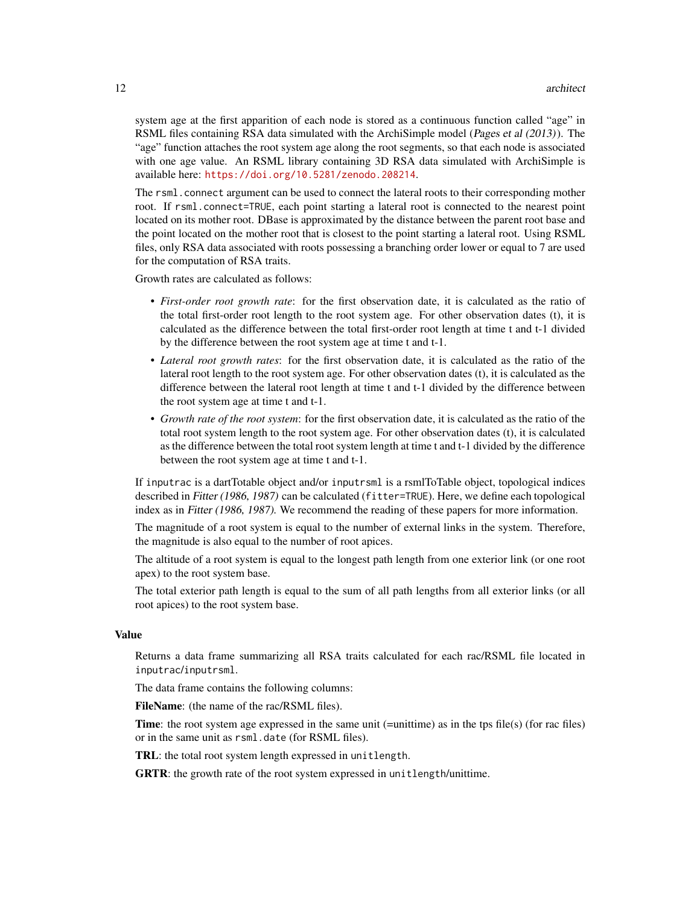system age at the first apparition of each node is stored as a continuous function called "age" in RSML files containing RSA data simulated with the ArchiSimple model (*Pages et al (2013)*). The "age" function attaches the root system age along the root segments, so that each node is associated with one age value. An RSML library containing 3D RSA data simulated with ArchiSimple is available here: https://doi.org/10.5281/zenodo.208214.

The `rsml.connect` argument can be used to connect the lateral roots to their corresponding mother root. If `rsml.connect=TRUE`, each point starting a lateral root is connected to the nearest point located on its mother root. DBase is approximated by the distance between the parent root base and the point located on the mother root that is closest to the point starting a lateral root. Using RSML files, only RSA data associated with roots possessing a branching order lower or equal to 7 are used for the computation of RSA traits.

Growth rates are calculated as follows:

- *First-order root growth rate*: for the first observation date, it is calculated as the ratio of the total first-order root length to the root system age. For other observation dates (t), it is calculated as the difference between the total first-order root length at time t and t-1 divided by the difference between the root system age at time t and t-1.
- *Lateral root growth rates*: for the first observation date, it is calculated as the ratio of the lateral root length to the root system age. For other observation dates (t), it is calculated as the difference between the lateral root length at time t and t-1 divided by the difference between the root system age at time t and t-1.
- *Growth rate of the root system*: for the first observation date, it is calculated as the ratio of the total root system length to the root system age. For other observation dates (t), it is calculated as the difference between the total root system length at time t and t-1 divided by the difference between the root system age at time t and t-1.

If `inputrac` is a dartTotable object and/or `inputrsml` is a rsmlToTable object, topological indices described in *Fitter (1986, 1987)* can be calculated (`fitter=TRUE`). Here, we define each topological index as in *Fitter (1986, 1987)*. We recommend the reading of these papers for more information.

The magnitude of a root system is equal to the number of external links in the system. Therefore, the magnitude is also equal to the number of root apices.

The altitude of a root system is equal to the longest path length from one exterior link (or one root apex) to the root system base.

The total exterior path length is equal to the sum of all path lengths from all exterior links (or all root apices) to the root system base.

### Value

Returns a data frame summarizing all RSA traits calculated for each rac/RSML file located in `inputrac`/`inputrsml`.

The data frame contains the following columns:

**FileName**: (the name of the rac/RSML files).

**Time**: the root system age expressed in the same unit (=unittime) as in the tps file(s) (for rac files) or in the same unit as `rsml.date` (for RSML files).

**TRL**: the total root system length expressed in `unitlength`.

**GRTR**: the growth rate of the root system expressed in `unitlength`/unittime.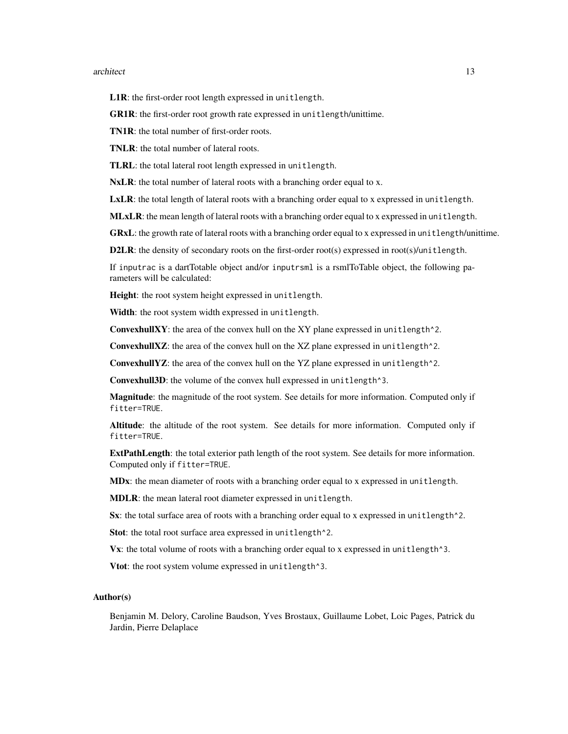**L1R**: the first-order root length expressed in `unitlength`.

**GR1R**: the first-order root growth rate expressed in `unitlength`/unittime.

**TN1R**: the total number of first-order roots.

**TNLR**: the total number of lateral roots.

**TLRL**: the total lateral root length expressed in `unitlength`.

**NxLR**: the total number of lateral roots with a branching order equal to x.

**LxLR**: the total length of lateral roots with a branching order equal to x expressed in `unitlength`.

**MLxLR**: the mean length of lateral roots with a branching order equal to x expressed in `unitlength`.

**GRxL**: the growth rate of lateral roots with a branching order equal to x expressed in `unitlength`/unittime.

**D2LR**: the density of secondary roots on the first-order root(s) expressed in root(s)/`unitlength`.

If `inputrac` is a dartTotable object and/or `inputrsml` is a rsmlToTable object, the following parameters will be calculated:

**Height**: the root system height expressed in `unitlength`.

**Width**: the root system width expressed in `unitlength`.

**ConvexhullXY**: the area of the convex hull on the XY plane expressed in `unitlength^2`.

**ConvexhullXZ**: the area of the convex hull on the XZ plane expressed in `unitlength^2`.

**ConvexhullYZ**: the area of the convex hull on the YZ plane expressed in `unitlength^2`.

**Convexhull3D**: the volume of the convex hull expressed in `unitlength^3`.

**Magnitude**: the magnitude of the root system. See details for more information. Computed only if `fitter=TRUE`.

**Altitude**: the altitude of the root system. See details for more information. Computed only if `fitter=TRUE`.

**ExtPathLength**: the total exterior path length of the root system. See details for more information. Computed only if `fitter=TRUE`.

**MDx**: the mean diameter of roots with a branching order equal to x expressed in `unitlength`.

**MDLR**: the mean lateral root diameter expressed in `unitlength`.

**Sx**: the total surface area of roots with a branching order equal to x expressed in `unitlength^2`.

**Stot**: the total root surface area expressed in `unitlength^2`.

**Vx**: the total volume of roots with a branching order equal to x expressed in `unitlength^3`.

**Vtot**: the root system volume expressed in `unitlength^3`.

## Author(s)

Benjamin M. Delory, Caroline Baudson, Yves Brostaux, Guillaume Lobet, Loic Pages, Patrick du Jardin, Pierre Delaplace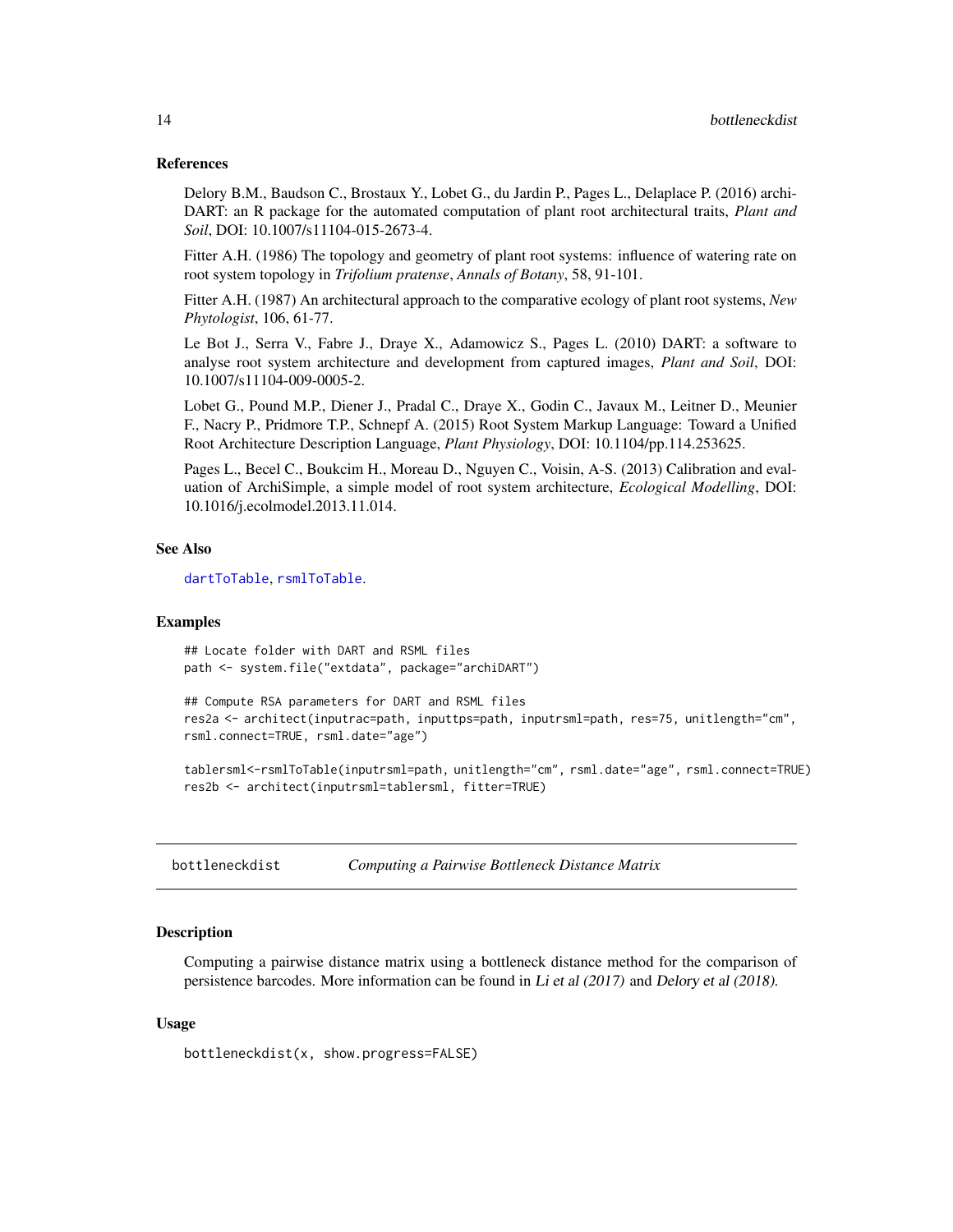### References

Delory B.M., Baudson C., Brostaux Y., Lobet G., du Jardin P., Pages L., Delaplace P. (2016) archi-DART: an R package for the automated computation of plant root architectural traits, *Plant and Soil*, DOI: 10.1007/s11104-015-2673-4.

Fitter A.H. (1986) The topology and geometry of plant root systems: influence of watering rate on root system topology in *Trifolium pratense*, *Annals of Botany*, 58, 91-101.

Fitter A.H. (1987) An architectural approach to the comparative ecology of plant root systems, *New Phytologist*, 106, 61-77.

Le Bot J., Serra V., Fabre J., Draye X., Adamowicz S., Pages L. (2010) DART: a software to analyse root system architecture and development from captured images, *Plant and Soil*, DOI: 10.1007/s11104-009-0005-2.

Lobet G., Pound M.P., Diener J., Pradal C., Draye X., Godin C., Javaux M., Leitner D., Meunier F., Nacry P., Pridmore T.P., Schnepf A. (2015) Root System Markup Language: Toward a Unified Root Architecture Description Language, *Plant Physiology*, DOI: 10.1104/pp.114.253625.

Pages L., Becel C., Boukcim H., Moreau D., Nguyen C., Voisin, A-S. (2013) Calibration and evaluation of ArchiSimple, a simple model of root system architecture, *Ecological Modelling*, DOI: 10.1016/j.ecolmodel.2013.11.014.

### See Also

`dartToTable`, `rsmlToTable`.

### Examples

```
## Locate folder with DART and RSML files
path <- system.file("extdata", package="archiDART")

## Compute RSA parameters for DART and RSML files
res2a <- architect(inputrac=path, inputtps=path, inputrsml=path, res=75, unitlength="cm",
rsml.connect=TRUE, rsml.date="age")

tablersml<-rsmlToTable(inputrsml=path, unitlength="cm", rsml.date="age", rsml.connect=TRUE)
res2b <- architect(inputrsml=tablersml, fitter=TRUE)
```

---

## bottleneckdist — *Computing a Pairwise Bottleneck Distance Matrix*

### Description

Computing a pairwise distance matrix using a bottleneck distance method for the comparison of persistence barcodes. More information can be found in *Li et al (2017)* and *Delory et al (2018)*.

### Usage

```
bottleneckdist(x, show.progress=FALSE)
```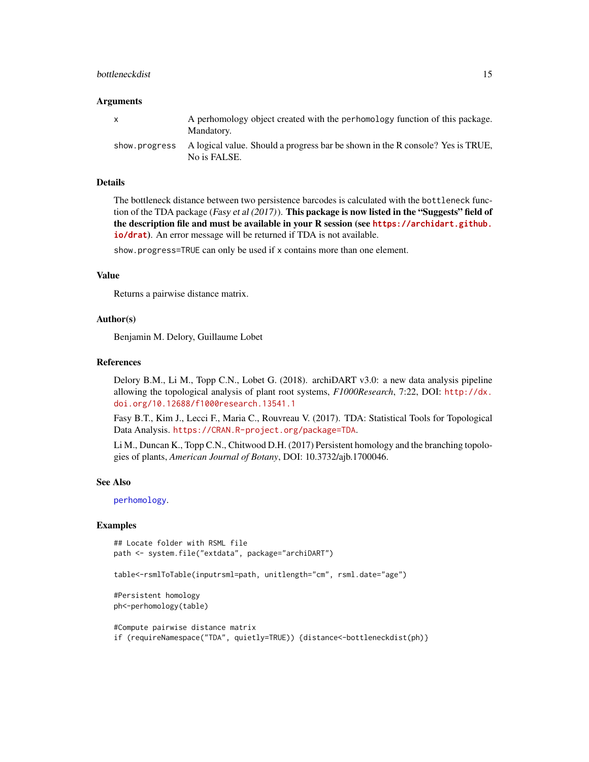### Arguments

| | |
|---|---|
| `x` | A perhomology object created with the `perhomology` function of this package. Mandatory. |
| `show.progress` | A logical value. Should a progress bar be shown in the R console? Yes is TRUE, No is FALSE. |

### Details

The bottleneck distance between two persistence barcodes is calculated with the `bottleneck` function of the TDA package (*Fasy et al (2017)*). **This package is now listed in the "Suggests" field of the description file and must be available in your R session (see [https://archidart.github.io/drat](https://archidart.github.io/drat))**. An error message will be returned if TDA is not available.

`show.progress=TRUE` can only be used if `x` contains more than one element.

### Value

Returns a pairwise distance matrix.

### Author(s)

Benjamin M. Delory, Guillaume Lobet

### References

Delory B.M., Li M., Topp C.N., Lobet G. (2018). archiDART v3.0: a new data analysis pipeline allowing the topological analysis of plant root systems, *F1000Research*, 7:22, DOI: [http://dx.doi.org/10.12688/f1000research.13541.1](http://dx.doi.org/10.12688/f1000research.13541.1)

Fasy B.T., Kim J., Lecci F., Maria C., Rouvreau V. (2017). TDA: Statistical Tools for Topological Data Analysis. [https://CRAN.R-project.org/package=TDA](https://CRAN.R-project.org/package=TDA).

Li M., Duncan K., Topp C.N., Chitwood D.H. (2017) Persistent homology and the branching topologies of plants, *American Journal of Botany*, DOI: 10.3732/ajb.1700046.

### See Also

`perhomology`.

### Examples

```
## Locate folder with RSML file
path <- system.file("extdata", package="archiDART")

table<-rsmlToTable(inputrsml=path, unitlength="cm", rsml.date="age")

#Persistent homology
ph<-perhomology(table)

#Compute pairwise distance matrix
if (requireNamespace("TDA", quietly=TRUE)) {distance<-bottleneckdist(ph)}
```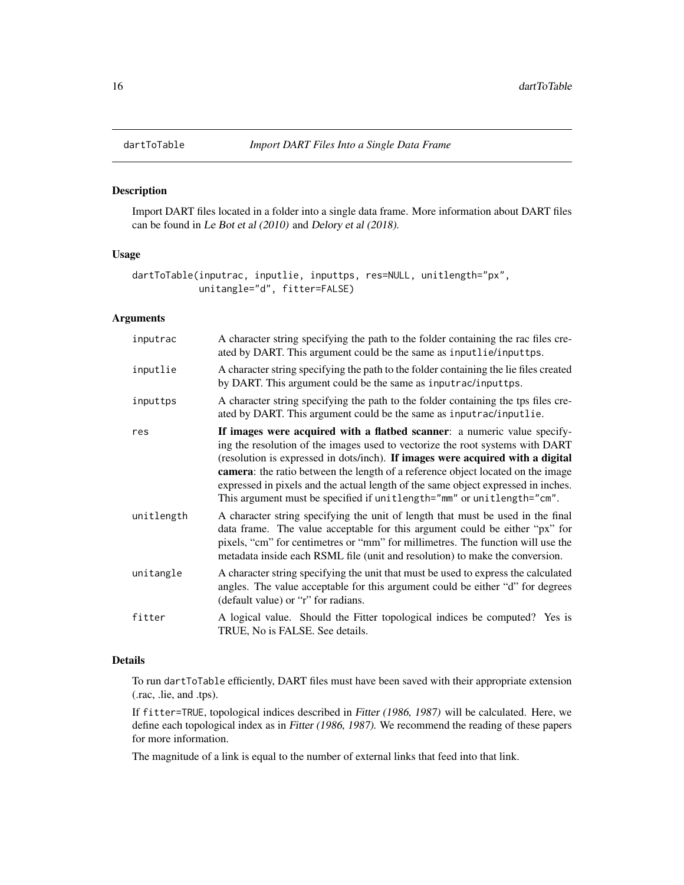# dartToTable *Import DART Files Into a Single Data Frame*

## Description

Import DART files located in a folder into a single data frame. More information about DART files can be found in *Le Bot et al (2010)* and *Delory et al (2018)*.

## Usage

```
dartToTable(inputrac, inputlie, inputtps, res=NULL, unitlength="px",
            unitangle="d", fitter=FALSE)
```

## Arguments

| | |
|---|---|
| inputrac | A character string specifying the path to the folder containing the rac files created by DART. This argument could be the same as inputlie/inputtps. |
| inputlie | A character string specifying the path to the folder containing the lie files created by DART. This argument could be the same as inputrac/inputtps. |
| inputtps | A character string specifying the path to the folder containing the tps files created by DART. This argument could be the same as inputrac/inputlie. |
| res | **If images were acquired with a flatbed scanner**: a numeric value specifying the resolution of the images used to vectorize the root systems with DART (resolution is expressed in dots/inch). **If images were acquired with a digital camera**: the ratio between the length of a reference object located on the image expressed in pixels and the actual length of the same object expressed in inches. This argument must be specified if unitlength="mm" or unitlength="cm". |
| unitlength | A character string specifying the unit of length that must be used in the final data frame. The value acceptable for this argument could be either "px" for pixels, "cm" for centimetres or "mm" for millimetres. The function will use the metadata inside each RSML file (unit and resolution) to make the conversion. |
| unitangle | A character string specifying the unit that must be used to express the calculated angles. The value acceptable for this argument could be either "d" for degrees (default value) or "r" for radians. |
| fitter | A logical value. Should the Fitter topological indices be computed? Yes is TRUE, No is FALSE. See details. |

## Details

To run dartToTable efficiently, DART files must have been saved with their appropriate extension (.rac, .lie, and .tps).

If fitter=TRUE, topological indices described in *Fitter (1986, 1987)* will be calculated. Here, we define each topological index as in *Fitter (1986, 1987)*. We recommend the reading of these papers for more information.

The magnitude of a link is equal to the number of external links that feed into that link.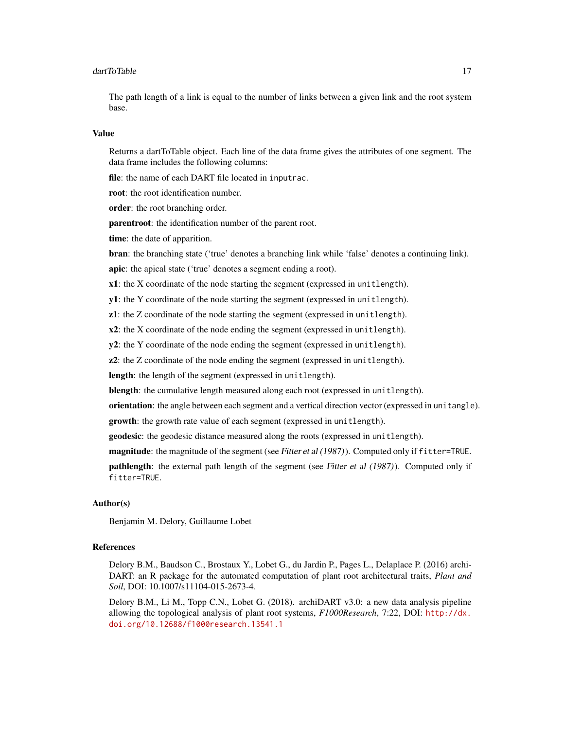The path length of a link is equal to the number of links between a given link and the root system base.

### Value

Returns a dartToTable object. Each line of the data frame gives the attributes of one segment. The data frame includes the following columns:

**file**: the name of each DART file located in `inputrac`.

**root**: the root identification number.

**order**: the root branching order.

**parentroot**: the identification number of the parent root.

**time**: the date of apparition.

**bran**: the branching state ('true' denotes a branching link while 'false' denotes a continuing link).

**apic**: the apical state ('true' denotes a segment ending a root).

**x1**: the X coordinate of the node starting the segment (expressed in `unitlength`).

**y1**: the Y coordinate of the node starting the segment (expressed in `unitlength`).

**z1**: the Z coordinate of the node starting the segment (expressed in `unitlength`).

**x2**: the X coordinate of the node ending the segment (expressed in `unitlength`).

**y2**: the Y coordinate of the node ending the segment (expressed in `unitlength`).

**z2**: the Z coordinate of the node ending the segment (expressed in `unitlength`).

**length**: the length of the segment (expressed in `unitlength`).

**blength**: the cumulative length measured along each root (expressed in `unitlength`).

**orientation**: the angle between each segment and a vertical direction vector (expressed in `unitangle`).

**growth**: the growth rate value of each segment (expressed in `unitlength`).

**geodesic**: the geodesic distance measured along the roots (expressed in `unitlength`).

**magnitude**: the magnitude of the segment (see *Fitter et al (1987)*). Computed only if `fitter=TRUE`.

**pathlength**: the external path length of the segment (see *Fitter et al (1987)*). Computed only if `fitter=TRUE`.

### Author(s)

Benjamin M. Delory, Guillaume Lobet

### References

Delory B.M., Baudson C., Brostaux Y., Lobet G., du Jardin P., Pages L., Delaplace P. (2016) archiDART: an R package for the automated computation of plant root architectural traits, *Plant and Soil*, DOI: 10.1007/s11104-015-2673-4.

Delory B.M., Li M., Topp C.N., Lobet G. (2018). archiDART v3.0: a new data analysis pipeline allowing the topological analysis of plant root systems, *F1000Research*, 7:22, DOI: http://dx.doi.org/10.12688/f1000research.13541.1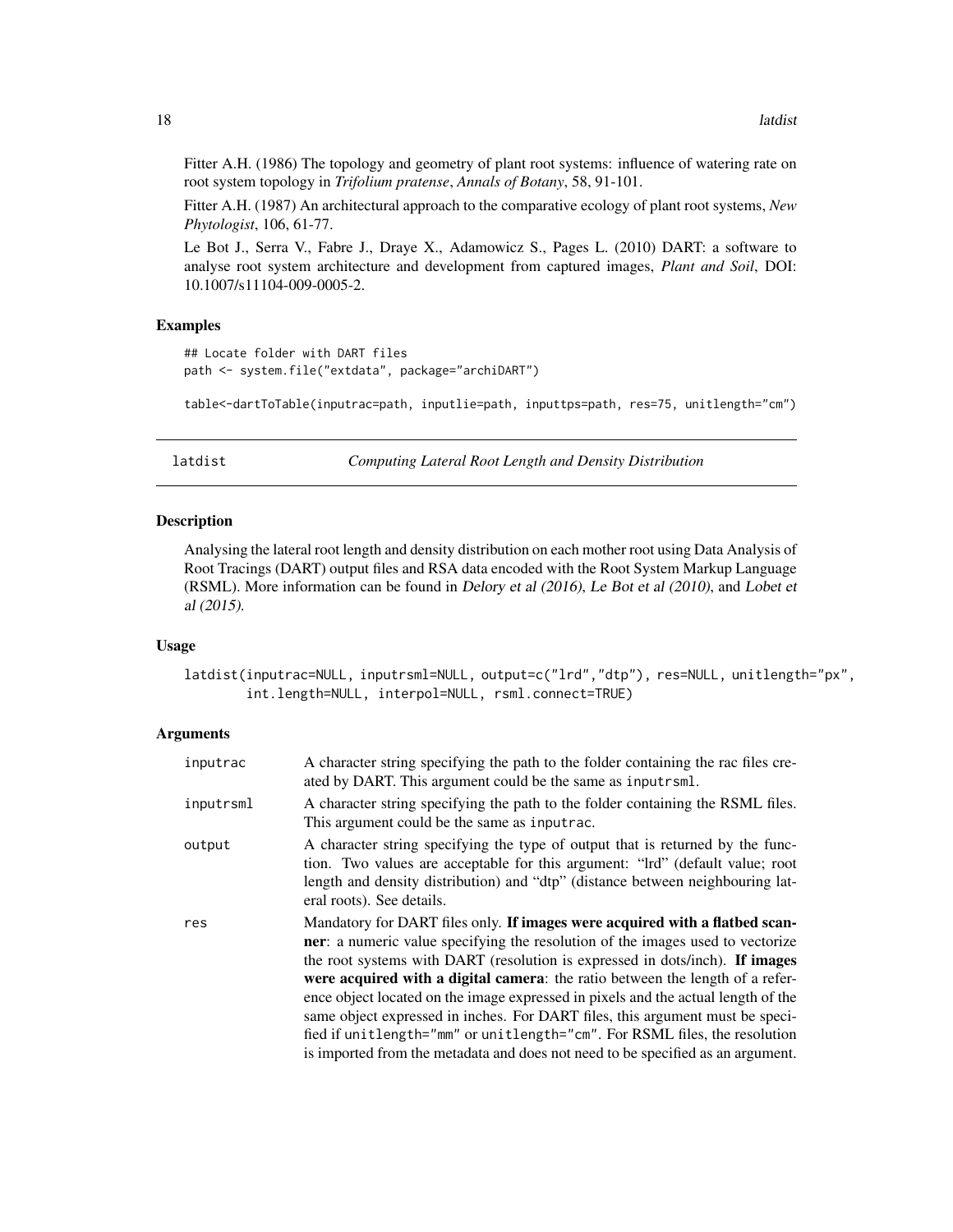Fitter A.H. (1986) The topology and geometry of plant root systems: influence of watering rate on root system topology in *Trifolium pratense*, *Annals of Botany*, 58, 91-101.

Fitter A.H. (1987) An architectural approach to the comparative ecology of plant root systems, *New Phytologist*, 106, 61-77.

Le Bot J., Serra V., Fabre J., Draye X., Adamowicz S., Pages L. (2010) DART: a software to analyse root system architecture and development from captured images, *Plant and Soil*, DOI: 10.1007/s11104-009-0005-2.

### Examples

```
## Locate folder with DART files
path <- system.file("extdata", package="archiDART")

table<-dartToTable(inputrac=path, inputlie=path, inputtps=path, res=75, unitlength="cm")
```

---

## latdist — *Computing Lateral Root Length and Density Distribution*

---

### Description

Analysing the lateral root length and density distribution on each mother root using Data Analysis of Root Tracings (DART) output files and RSA data encoded with the Root System Markup Language (RSML). More information can be found in *Delory et al (2016)*, *Le Bot et al (2010)*, and *Lobet et al (2015)*.

### Usage

```
latdist(inputrac=NULL, inputrsml=NULL, output=c("lrd","dtp"), res=NULL, unitlength="px",
        int.length=NULL, interpol=NULL, rsml.connect=TRUE)
```

### Arguments

| | |
|---|---|
| `inputrac` | A character string specifying the path to the folder containing the rac files created by DART. This argument could be the same as `inputrsml`. |
| `inputrsml` | A character string specifying the path to the folder containing the RSML files. This argument could be the same as `inputrac`. |
| `output` | A character string specifying the type of output that is returned by the function. Two values are acceptable for this argument: "lrd" (default value; root length and density distribution) and "dtp" (distance between neighbouring lateral roots). See details. |
| `res` | Mandatory for DART files only. **If images were acquired with a flatbed scanner**: a numeric value specifying the resolution of the images used to vectorize the root systems with DART (resolution is expressed in dots/inch). **If images were acquired with a digital camera**: the ratio between the length of a reference object located on the image expressed in pixels and the actual length of the same object expressed in inches. For DART files, this argument must be specified if `unitlength="mm"` or `unitlength="cm"`. For RSML files, the resolution is imported from the metadata and does not need to be specified as an argument. |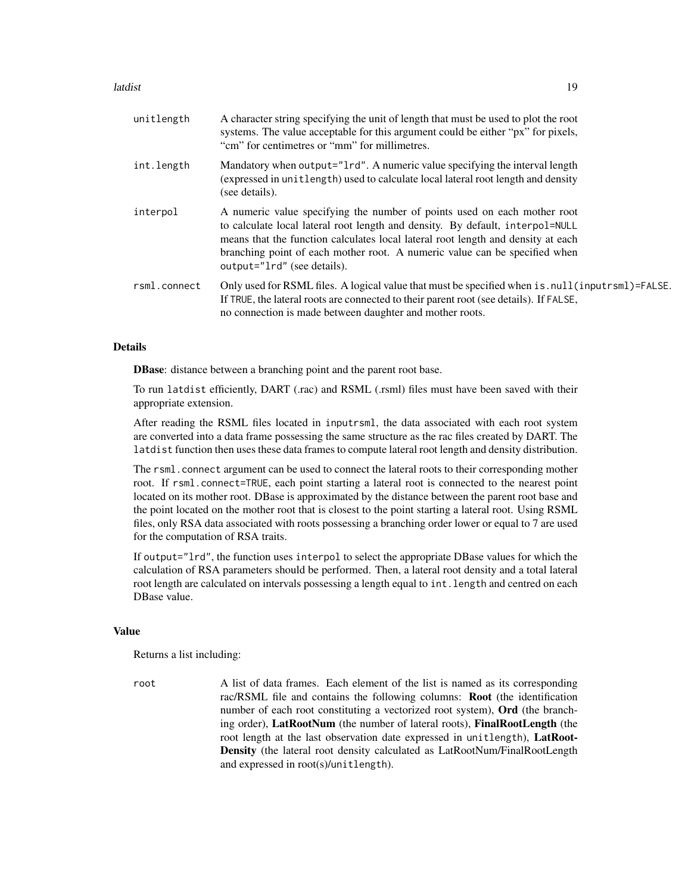`unitlength`
: A character string specifying the unit of length that must be used to plot the root systems. The value acceptable for this argument could be either "px" for pixels, "cm" for centimetres or "mm" for millimetres.

`int.length`
: Mandatory when `output="lrd"`. A numeric value specifying the interval length (expressed in `unitlength`) used to calculate local lateral root length and density (see details).

`interpol`
: A numeric value specifying the number of points used on each mother root to calculate local lateral root length and density. By default, `interpol=NULL` means that the function calculates local lateral root length and density at each branching point of each mother root. A numeric value can be specified when `output="lrd"` (see details).

`rsml.connect`
: Only used for RSML files. A logical value that must be specified when `is.null(inputrsml)=FALSE`. If `TRUE`, the lateral roots are connected to their parent root (see details). If `FALSE`, no connection is made between daughter and mother roots.

## Details

**DBase**: distance between a branching point and the parent root base.

To run `latdist` efficiently, DART (.rac) and RSML (.rsml) files must have been saved with their appropriate extension.

After reading the RSML files located in `inputrsml`, the data associated with each root system are converted into a data frame possessing the same structure as the rac files created by DART. The `latdist` function then uses these data frames to compute lateral root length and density distribution.

The `rsml.connect` argument can be used to connect the lateral roots to their corresponding mother root. If `rsml.connect=TRUE`, each point starting a lateral root is connected to the nearest point located on its mother root. DBase is approximated by the distance between the parent root base and the point located on the mother root that is closest to the point starting a lateral root. Using RSML files, only RSA data associated with roots possessing a branching order lower or equal to 7 are used for the computation of RSA traits.

If `output="lrd"`, the function uses `interpol` to select the appropriate DBase values for which the calculation of RSA parameters should be performed. Then, a lateral root density and a total lateral root length are calculated on intervals possessing a length equal to `int.length` and centred on each DBase value.

## Value

Returns a list including:

`root`
: A list of data frames. Each element of the list is named as its corresponding rac/RSML file and contains the following columns: **Root** (the identification number of each root constituting a vectorized root system), **Ord** (the branching order), **LatRootNum** (the number of lateral roots), **FinalRootLength** (the root length at the last observation date expressed in `unitlength`), **LatRootDensity** (the lateral root density calculated as LatRootNum/FinalRootLength and expressed in root(s)/`unitlength`).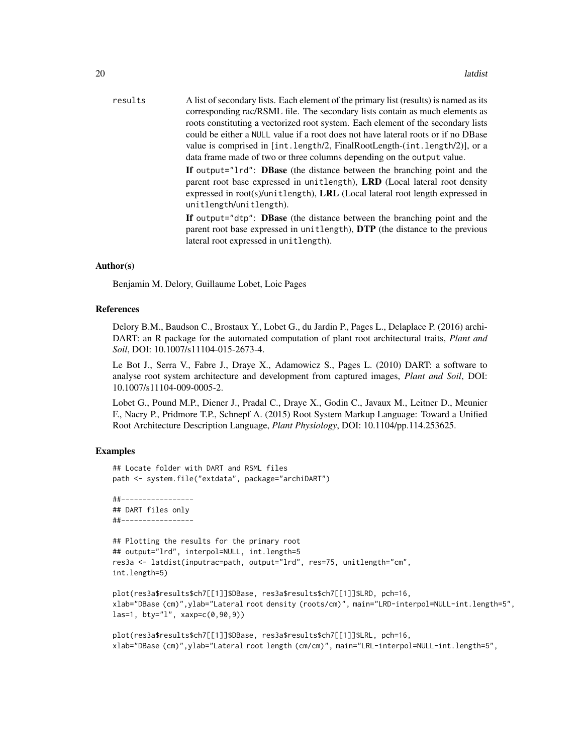results A list of secondary lists. Each element of the primary list (results) is named as its corresponding rac/RSML file. The secondary lists contain as much elements as roots constituting a vectorized root system. Each element of the secondary lists could be either a NULL value if a root does not have lateral roots or if no DBase value is comprised in [int.length/2, FinalRootLength-(int.length/2)], or a data frame made of two or three columns depending on the output value.

**If** output="lrd": **DBase** (the distance between the branching point and the parent root base expressed in unitlength), **LRD** (Local lateral root density expressed in root(s)/unitlength), **LRL** (Local lateral root length expressed in unitlength/unitlength).

**If** output="dtp": **DBase** (the distance between the branching point and the parent root base expressed in unitlength), **DTP** (the distance to the previous lateral root expressed in unitlength).

### Author(s)

Benjamin M. Delory, Guillaume Lobet, Loic Pages

### References

Delory B.M., Baudson C., Brostaux Y., Lobet G., du Jardin P., Pages L., Delaplace P. (2016) archiDART: an R package for the automated computation of plant root architectural traits, *Plant and Soil*, DOI: 10.1007/s11104-015-2673-4.

Le Bot J., Serra V., Fabre J., Draye X., Adamowicz S., Pages L. (2010) DART: a software to analyse root system architecture and development from captured images, *Plant and Soil*, DOI: 10.1007/s11104-009-0005-2.

Lobet G., Pound M.P., Diener J., Pradal C., Draye X., Godin C., Javaux M., Leitner D., Meunier F., Nacry P., Pridmore T.P., Schnepf A. (2015) Root System Markup Language: Toward a Unified Root Architecture Description Language, *Plant Physiology*, DOI: 10.1104/pp.114.253625.

### Examples

```
## Locate folder with DART and RSML files
path <- system.file("extdata", package="archiDART")

##-----------------
## DART files only
##-----------------

## Plotting the results for the primary root
## output="lrd", interpol=NULL, int.length=5
res3a <- latdist(inputrac=path, output="lrd", res=75, unitlength="cm",
int.length=5)

plot(res3a$results$ch7[[1]]$DBase, res3a$results$ch7[[1]]$LRD, pch=16,
xlab="DBase (cm)",ylab="Lateral root density (roots/cm)", main="LRD-interpol=NULL-int.length=5",
las=1, bty="l", xaxp=c(0,90,9))

plot(res3a$results$ch7[[1]]$DBase, res3a$results$ch7[[1]]$LRL, pch=16,
xlab="DBase (cm)",ylab="Lateral root length (cm/cm)", main="LRL-interpol=NULL-int.length=5",
```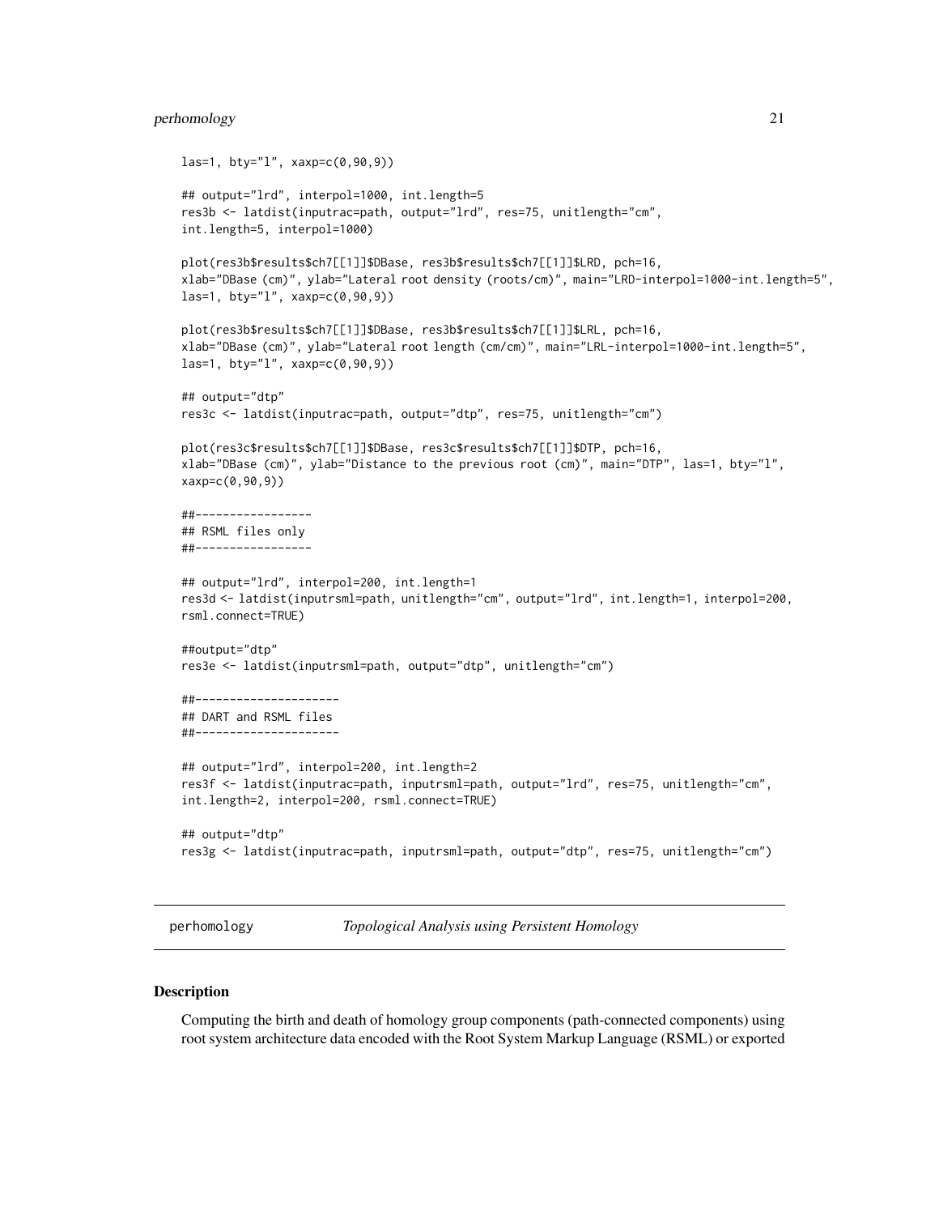```
las=1, bty="l", xaxp=c(0,90,9))

## output="lrd", interpol=1000, int.length=5
res3b <- latdist(inputrac=path, output="lrd", res=75, unitlength="cm",
int.length=5, interpol=1000)

plot(res3b$results$ch7[[1]]$DBase, res3b$results$ch7[[1]]$LRD, pch=16,
xlab="DBase (cm)", ylab="Lateral root density (roots/cm)", main="LRD-interpol=1000-int.length=5",
las=1, bty="l", xaxp=c(0,90,9))

plot(res3b$results$ch7[[1]]$DBase, res3b$results$ch7[[1]]$LRL, pch=16,
xlab="DBase (cm)", ylab="Lateral root length (cm/cm)", main="LRL-interpol=1000-int.length=5",
las=1, bty="l", xaxp=c(0,90,9))

## output="dtp"
res3c <- latdist(inputrac=path, output="dtp", res=75, unitlength="cm")

plot(res3c$results$ch7[[1]]$DBase, res3c$results$ch7[[1]]$DTP, pch=16,
xlab="DBase (cm)", ylab="Distance to the previous root (cm)", main="DTP", las=1, bty="l",
xaxp=c(0,90,9))

##-----------------
## RSML files only
##-----------------

## output="lrd", interpol=200, int.length=1
res3d <- latdist(inputrsml=path, unitlength="cm", output="lrd", int.length=1, interpol=200,
rsml.connect=TRUE)

##output="dtp"
res3e <- latdist(inputrsml=path, output="dtp", unitlength="cm")

##---------------------
## DART and RSML files
##---------------------

## output="lrd", interpol=200, int.length=2
res3f <- latdist(inputrac=path, inputrsml=path, output="lrd", res=75, unitlength="cm",
int.length=2, interpol=200, rsml.connect=TRUE)

## output="dtp"
res3g <- latdist(inputrac=path, inputrsml=path, output="dtp", res=75, unitlength="cm")
```

---

`perhomology` *Topological Analysis using Persistent Homology*

---

## Description

Computing the birth and death of homology group components (path-connected components) using root system architecture data encoded with the Root System Markup Language (RSML) or exported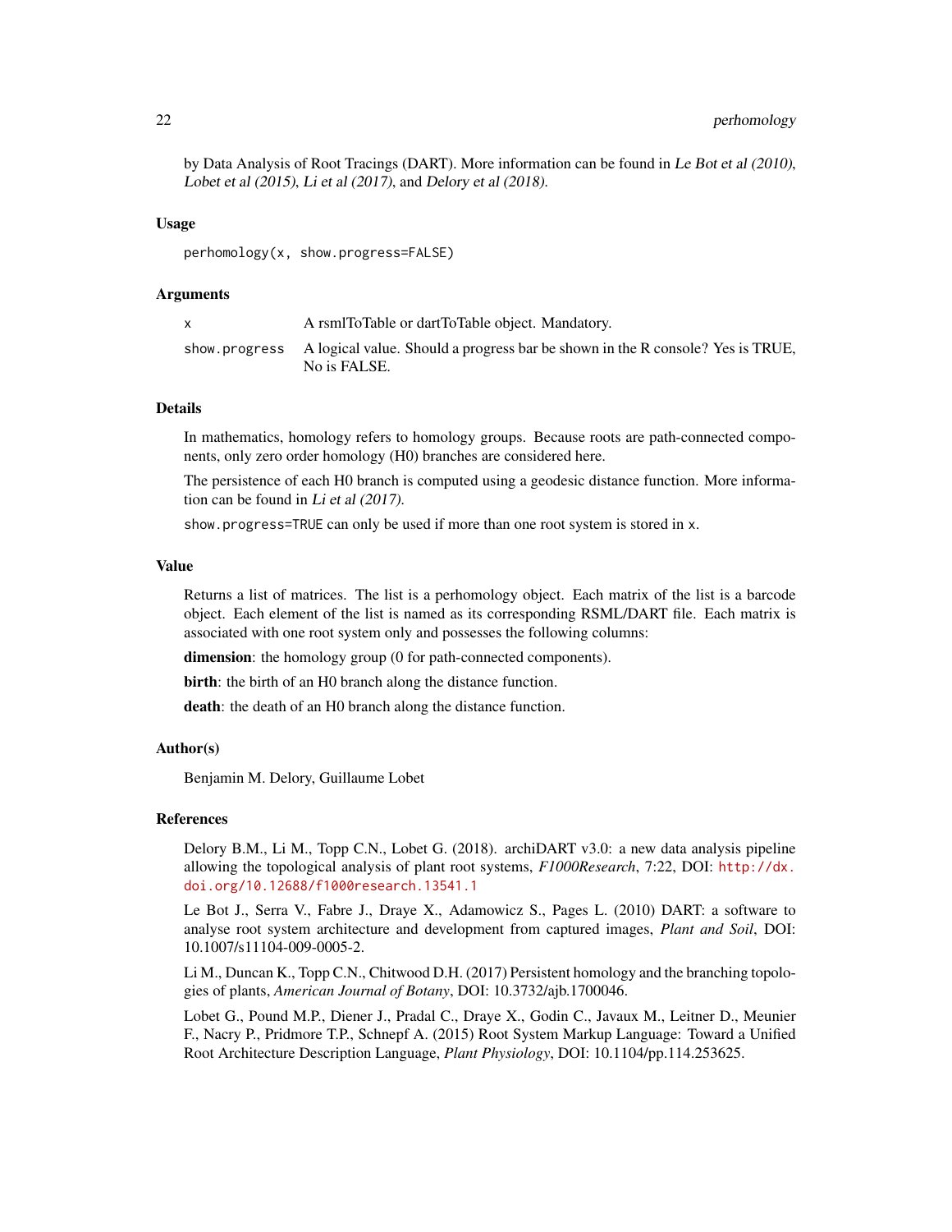by Data Analysis of Root Tracings (DART). More information can be found in *Le Bot et al (2010)*, *Lobet et al (2015)*, *Li et al (2017)*, and *Delory et al (2018)*.

### Usage

```
perhomology(x, show.progress=FALSE)
```

### Arguments

| | |
|---|---|
| x | A rsmlToTable or dartToTable object. Mandatory. |
| show.progress | A logical value. Should a progress bar be shown in the R console? Yes is TRUE, No is FALSE. |

### Details

In mathematics, homology refers to homology groups. Because roots are path-connected components, only zero order homology (H0) branches are considered here.

The persistence of each H0 branch is computed using a geodesic distance function. More information can be found in *Li et al (2017)*.

`show.progress=TRUE` can only be used if more than one root system is stored in `x`.

### Value

Returns a list of matrices. The list is a perhomology object. Each matrix of the list is a barcode object. Each element of the list is named as its corresponding RSML/DART file. Each matrix is associated with one root system only and possesses the following columns:

**dimension**: the homology group (0 for path-connected components).

**birth**: the birth of an H0 branch along the distance function.

**death**: the death of an H0 branch along the distance function.

### Author(s)

Benjamin M. Delory, Guillaume Lobet

### References

Delory B.M., Li M., Topp C.N., Lobet G. (2018). archiDART v3.0: a new data analysis pipeline allowing the topological analysis of plant root systems, *F1000Research*, 7:22, DOI: http://dx.doi.org/10.12688/f1000research.13541.1

Le Bot J., Serra V., Fabre J., Draye X., Adamowicz S., Pages L. (2010) DART: a software to analyse root system architecture and development from captured images, *Plant and Soil*, DOI: 10.1007/s11104-009-0005-2.

Li M., Duncan K., Topp C.N., Chitwood D.H. (2017) Persistent homology and the branching topologies of plants, *American Journal of Botany*, DOI: 10.3732/ajb.1700046.

Lobet G., Pound M.P., Diener J., Pradal C., Draye X., Godin C., Javaux M., Leitner D., Meunier F., Nacry P., Pridmore T.P., Schnepf A. (2015) Root System Markup Language: Toward a Unified Root Architecture Description Language, *Plant Physiology*, DOI: 10.1104/pp.114.253625.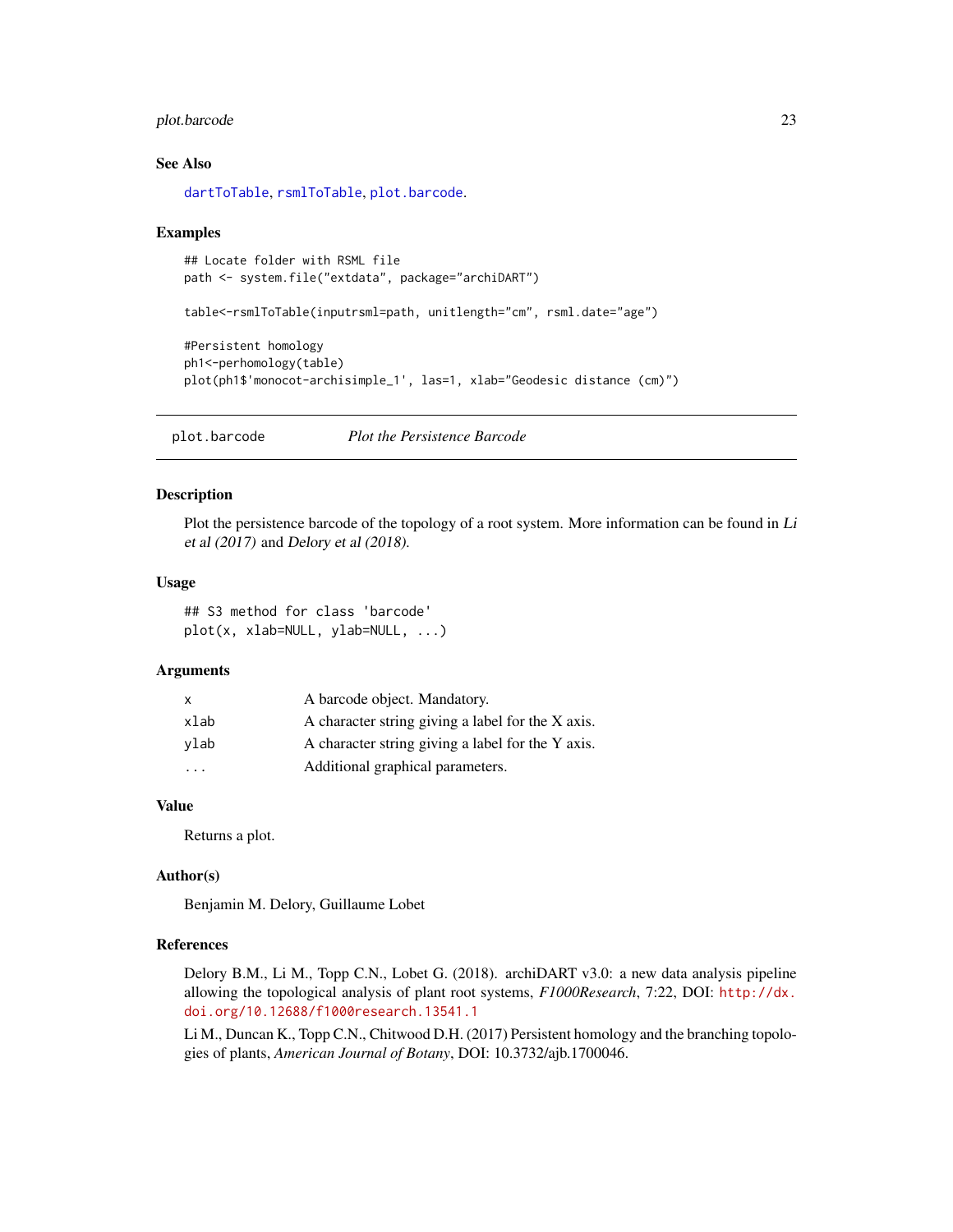### See Also

dartToTable, rsmlToTable, plot.barcode.

### Examples

```
## Locate folder with RSML file
path <- system.file("extdata", package="archiDART")

table<-rsmlToTable(inputrsml=path, unitlength="cm", rsml.date="age")

#Persistent homology
ph1<-perhomology(table)
plot(ph1$'monocot-archisimple_1', las=1, xlab="Geodesic distance (cm)")
```

---

## plot.barcode — *Plot the Persistence Barcode*

### Description

Plot the persistence barcode of the topology of a root system. More information can be found in *Li et al (2017)* and *Delory et al (2018)*.

### Usage

```
## S3 method for class 'barcode'
plot(x, xlab=NULL, ylab=NULL, ...)
```

### Arguments

| | |
|---|---|
| x | A barcode object. Mandatory. |
| xlab | A character string giving a label for the X axis. |
| ylab | A character string giving a label for the Y axis. |
| ... | Additional graphical parameters. |

### Value

Returns a plot.

### Author(s)

Benjamin M. Delory, Guillaume Lobet

### References

Delory B.M., Li M., Topp C.N., Lobet G. (2018). archiDART v3.0: a new data analysis pipeline allowing the topological analysis of plant root systems, *F1000Research*, 7:22, DOI: http://dx.doi.org/10.12688/f1000research.13541.1

Li M., Duncan K., Topp C.N., Chitwood D.H. (2017) Persistent homology and the branching topologies of plants, *American Journal of Botany*, DOI: 10.3732/ajb.1700046.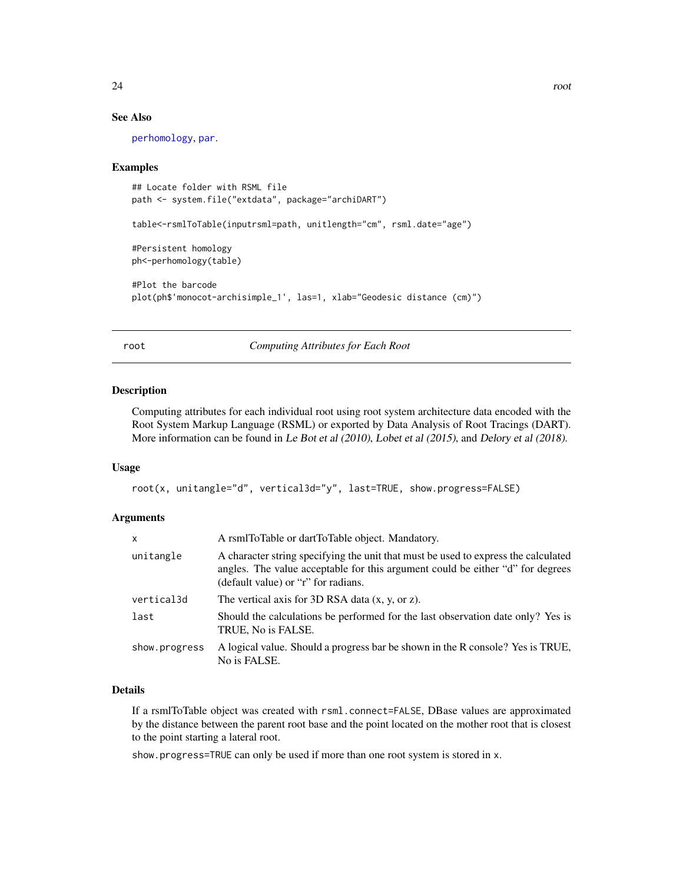## See Also

perhomology, par.

## Examples

```
## Locate folder with RSML file
path <- system.file("extdata", package="archiDART")

table<-rsmlToTable(inputrsml=path, unitlength="cm", rsml.date="age")

#Persistent homology
ph<-perhomology(table)

#Plot the barcode
plot(ph$'monocot-archisimple_1', las=1, xlab="Geodesic distance (cm)")
```

---

# root — *Computing Attributes for Each Root*

## Description

Computing attributes for each individual root using root system architecture data encoded with the Root System Markup Language (RSML) or exported by Data Analysis of Root Tracings (DART). More information can be found in *Le Bot et al (2010)*, *Lobet et al (2015)*, and *Delory et al (2018)*.

## Usage

```
root(x, unitangle="d", vertical3d="y", last=TRUE, show.progress=FALSE)
```

## Arguments

| | |
|---|---|
| x | A rsmlToTable or dartToTable object. Mandatory. |
| unitangle | A character string specifying the unit that must be used to express the calculated angles. The value acceptable for this argument could be either "d" for degrees (default value) or "r" for radians. |
| vertical3d | The vertical axis for 3D RSA data (x, y, or z). |
| last | Should the calculations be performed for the last observation date only? Yes is TRUE, No is FALSE. |
| show.progress | A logical value. Should a progress bar be shown in the R console? Yes is TRUE, No is FALSE. |

## Details

If a rsmlToTable object was created with `rsml.connect=FALSE`, DBase values are approximated by the distance between the parent root base and the point located on the mother root that is closest to the point starting a lateral root.

`show.progress=TRUE` can only be used if more than one root system is stored in `x`.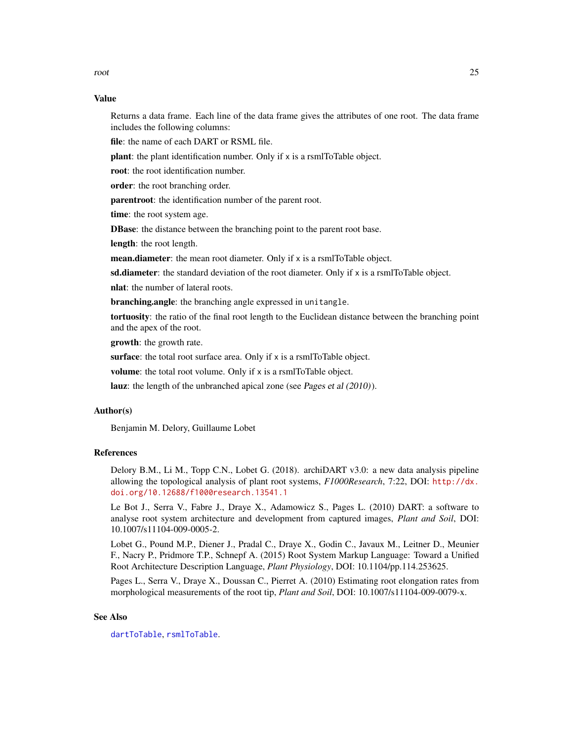## Value

Returns a data frame. Each line of the data frame gives the attributes of one root. The data frame includes the following columns:

**file**: the name of each DART or RSML file.

**plant**: the plant identification number. Only if `x` is a rsmlToTable object.

**root**: the root identification number.

**order**: the root branching order.

**parentroot**: the identification number of the parent root.

**time**: the root system age.

**DBase**: the distance between the branching point to the parent root base.

**length**: the root length.

**mean.diameter**: the mean root diameter. Only if `x` is a rsmlToTable object.

**sd.diameter**: the standard deviation of the root diameter. Only if `x` is a rsmlToTable object.

**nlat**: the number of lateral roots.

**branching.angle**: the branching angle expressed in `unitangle`.

**tortuosity**: the ratio of the final root length to the Euclidean distance between the branching point and the apex of the root.

**growth**: the growth rate.

**surface**: the total root surface area. Only if `x` is a rsmlToTable object.

**volume**: the total root volume. Only if `x` is a rsmlToTable object.

**lauz**: the length of the unbranched apical zone (see *Pages et al (2010)*).

## Author(s)

Benjamin M. Delory, Guillaume Lobet

## References

Delory B.M., Li M., Topp C.N., Lobet G. (2018). archiDART v3.0: a new data analysis pipeline allowing the topological analysis of plant root systems, *F1000Research*, 7:22, DOI: http://dx.doi.org/10.12688/f1000research.13541.1

Le Bot J., Serra V., Fabre J., Draye X., Adamowicz S., Pages L. (2010) DART: a software to analyse root system architecture and development from captured images, *Plant and Soil*, DOI: 10.1007/s11104-009-0005-2.

Lobet G., Pound M.P., Diener J., Pradal C., Draye X., Godin C., Javaux M., Leitner D., Meunier F., Nacry P., Pridmore T.P., Schnepf A. (2015) Root System Markup Language: Toward a Unified Root Architecture Description Language, *Plant Physiology*, DOI: 10.1104/pp.114.253625.

Pages L., Serra V., Draye X., Doussan C., Pierret A. (2010) Estimating root elongation rates from morphological measurements of the root tip, *Plant and Soil*, DOI: 10.1007/s11104-009-0079-x.

## See Also

`dartToTable`, `rsmlToTable`.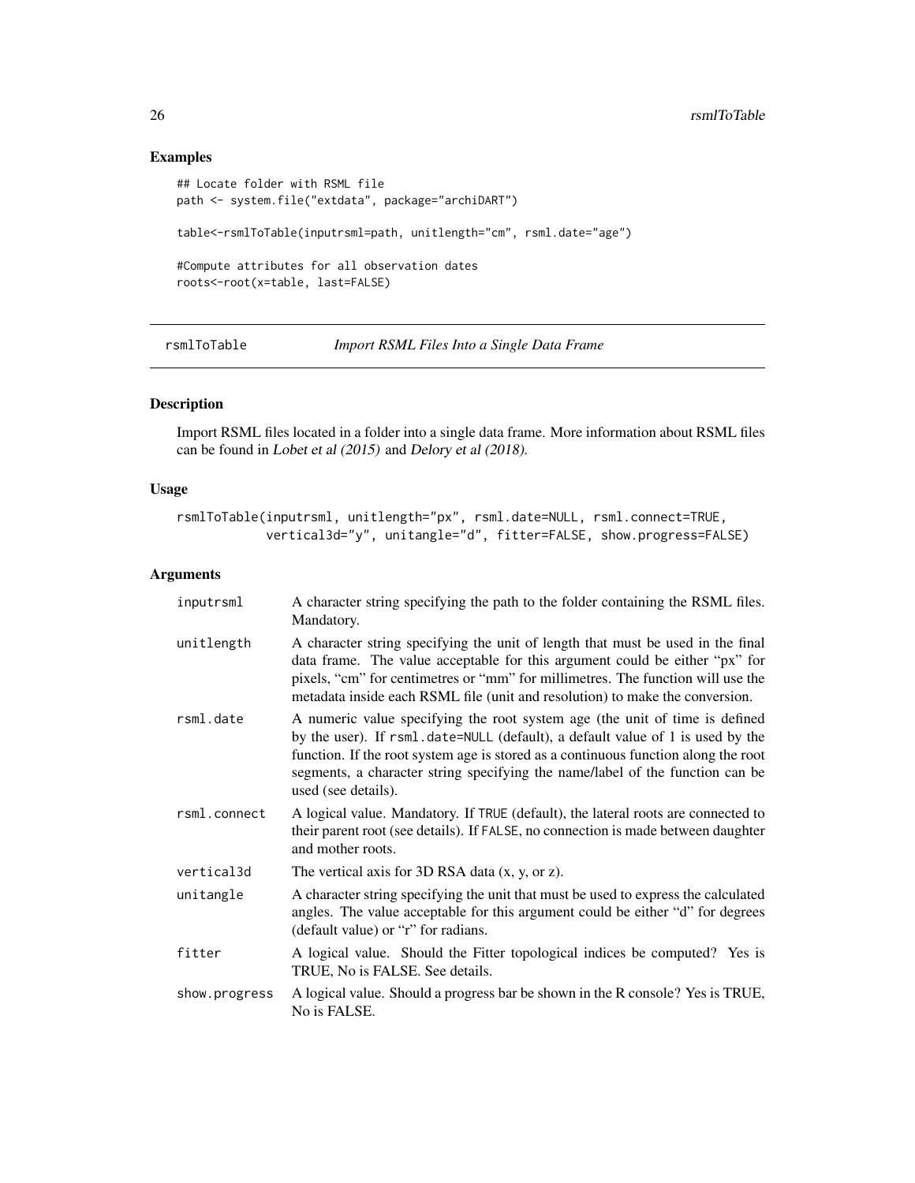## Examples

```
## Locate folder with RSML file
path <- system.file("extdata", package="archiDART")

table<-rsmlToTable(inputrsml=path, unitlength="cm", rsml.date="age")

#Compute attributes for all observation dates
roots<-root(x=table, last=FALSE)
```

---

rsmlToTable *Import RSML Files Into a Single Data Frame*

---

## Description

Import RSML files located in a folder into a single data frame. More information about RSML files can be found in *Lobet et al (2015)* and *Delory et al (2018)*.

## Usage

```
rsmlToTable(inputrsml, unitlength="px", rsml.date=NULL, rsml.connect=TRUE,
            vertical3d="y", unitangle="d", fitter=FALSE, show.progress=FALSE)
```

## Arguments

| | |
|---|---|
| inputrsml | A character string specifying the path to the folder containing the RSML files. Mandatory. |
| unitlength | A character string specifying the unit of length that must be used in the final data frame. The value acceptable for this argument could be either "px" for pixels, "cm" for centimetres or "mm" for millimetres. The function will use the metadata inside each RSML file (unit and resolution) to make the conversion. |
| rsml.date | A numeric value specifying the root system age (the unit of time is defined by the user). If `rsml.date=NULL` (default), a default value of 1 is used by the function. If the root system age is stored as a continuous function along the root segments, a character string specifying the name/label of the function can be used (see details). |
| rsml.connect | A logical value. Mandatory. If `TRUE` (default), the lateral roots are connected to their parent root (see details). If `FALSE`, no connection is made between daughter and mother roots. |
| vertical3d | The vertical axis for 3D RSA data (x, y, or z). |
| unitangle | A character string specifying the unit that must be used to express the calculated angles. The value acceptable for this argument could be either "d" for degrees (default value) or "r" for radians. |
| fitter | A logical value. Should the Fitter topological indices be computed? Yes is TRUE, No is FALSE. See details. |
| show.progress | A logical value. Should a progress bar be shown in the R console? Yes is TRUE, No is FALSE. |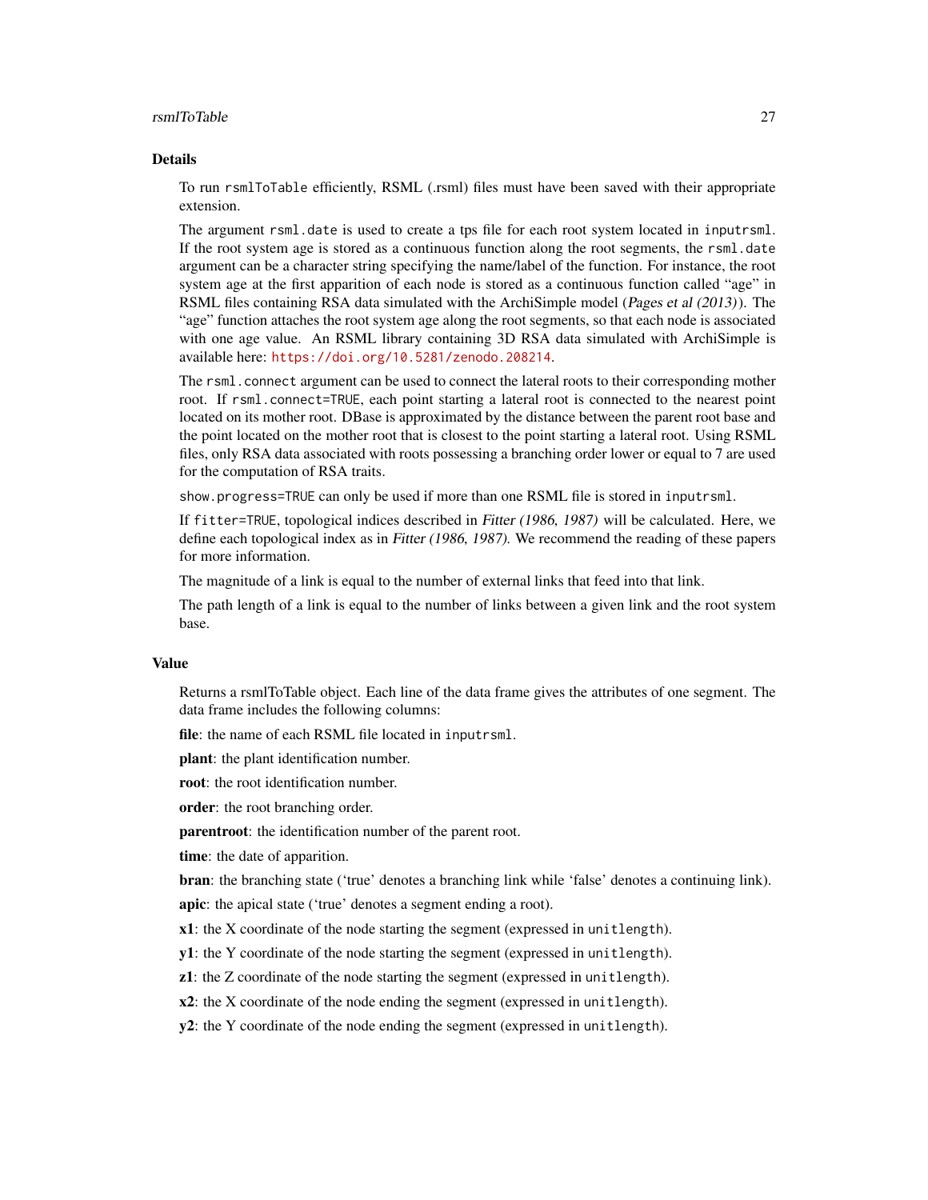## Details

To run `rsmlToTable` efficiently, RSML (.rsml) files must have been saved with their appropriate extension.

The argument `rsml.date` is used to create a tps file for each root system located in `inputrsml`. If the root system age is stored as a continuous function along the root segments, the `rsml.date` argument can be a character string specifying the name/label of the function. For instance, the root system age at the first apparition of each node is stored as a continuous function called "age" in RSML files containing RSA data simulated with the ArchiSimple model (*Pages et al (2013)*). The "age" function attaches the root system age along the root segments, so that each node is associated with one age value. An RSML library containing 3D RSA data simulated with ArchiSimple is available here: https://doi.org/10.5281/zenodo.208214.

The `rsml.connect` argument can be used to connect the lateral roots to their corresponding mother root. If `rsml.connect=TRUE`, each point starting a lateral root is connected to the nearest point located on its mother root. DBase is approximated by the distance between the parent root base and the point located on the mother root that is closest to the point starting a lateral root. Using RSML files, only RSA data associated with roots possessing a branching order lower or equal to 7 are used for the computation of RSA traits.

`show.progress=TRUE` can only be used if more than one RSML file is stored in `inputrsml`.

If `fitter=TRUE`, topological indices described in *Fitter (1986, 1987)* will be calculated. Here, we define each topological index as in *Fitter (1986, 1987)*. We recommend the reading of these papers for more information.

The magnitude of a link is equal to the number of external links that feed into that link.

The path length of a link is equal to the number of links between a given link and the root system base.

## Value

Returns a rsmlToTable object. Each line of the data frame gives the attributes of one segment. The data frame includes the following columns:

**file**: the name of each RSML file located in `inputrsml`.

**plant**: the plant identification number.

**root**: the root identification number.

**order**: the root branching order.

**parentroot**: the identification number of the parent root.

**time**: the date of apparition.

**bran**: the branching state ('true' denotes a branching link while 'false' denotes a continuing link).

**apic**: the apical state ('true' denotes a segment ending a root).

**x1**: the X coordinate of the node starting the segment (expressed in `unitlength`).

**y1**: the Y coordinate of the node starting the segment (expressed in `unitlength`).

**z1**: the Z coordinate of the node starting the segment (expressed in `unitlength`).

**x2**: the X coordinate of the node ending the segment (expressed in `unitlength`).

**y2**: the Y coordinate of the node ending the segment (expressed in `unitlength`).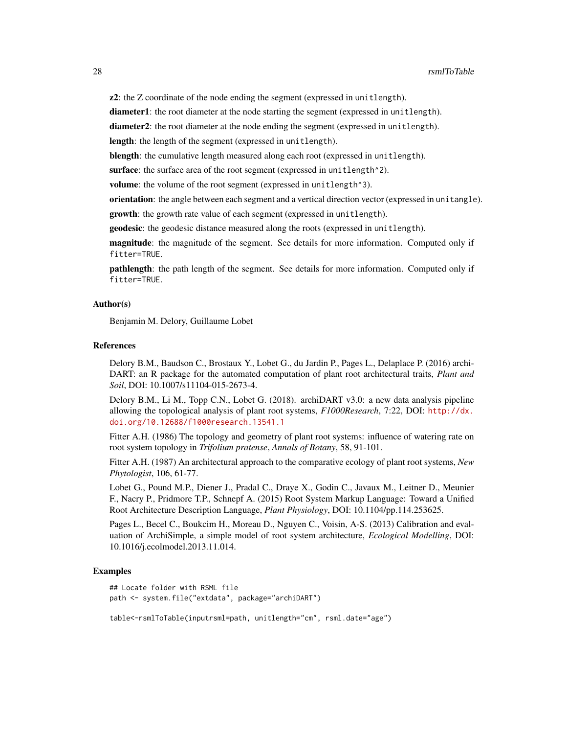**z2**: the Z coordinate of the node ending the segment (expressed in `unitlength`).

**diameter1**: the root diameter at the node starting the segment (expressed in `unitlength`).

**diameter2**: the root diameter at the node ending the segment (expressed in `unitlength`).

**length**: the length of the segment (expressed in `unitlength`).

**blength**: the cumulative length measured along each root (expressed in `unitlength`).

**surface**: the surface area of the root segment (expressed in `unitlength^2`).

**volume**: the volume of the root segment (expressed in `unitlength^3`).

**orientation**: the angle between each segment and a vertical direction vector (expressed in `unitangle`).

**growth**: the growth rate value of each segment (expressed in `unitlength`).

**geodesic**: the geodesic distance measured along the roots (expressed in `unitlength`).

**magnitude**: the magnitude of the segment. See details for more information. Computed only if `fitter=TRUE`.

**pathlength**: the path length of the segment. See details for more information. Computed only if `fitter=TRUE`.

### Author(s)

Benjamin M. Delory, Guillaume Lobet

### References

Delory B.M., Baudson C., Brostaux Y., Lobet G., du Jardin P., Pages L., Delaplace P. (2016) archiDART: an R package for the automated computation of plant root architectural traits, *Plant and Soil*, DOI: 10.1007/s11104-015-2673-4.

Delory B.M., Li M., Topp C.N., Lobet G. (2018). archiDART v3.0: a new data analysis pipeline allowing the topological analysis of plant root systems, *F1000Research*, 7:22, DOI: http://dx.doi.org/10.12688/f1000research.13541.1

Fitter A.H. (1986) The topology and geometry of plant root systems: influence of watering rate on root system topology in *Trifolium pratense*, *Annals of Botany*, 58, 91-101.

Fitter A.H. (1987) An architectural approach to the comparative ecology of plant root systems, *New Phytologist*, 106, 61-77.

Lobet G., Pound M.P., Diener J., Pradal C., Draye X., Godin C., Javaux M., Leitner D., Meunier F., Nacry P., Pridmore T.P., Schnepf A. (2015) Root System Markup Language: Toward a Unified Root Architecture Description Language, *Plant Physiology*, DOI: 10.1104/pp.114.253625.

Pages L., Becel C., Boukcim H., Moreau D., Nguyen C., Voisin, A-S. (2013) Calibration and evaluation of ArchiSimple, a simple model of root system architecture, *Ecological Modelling*, DOI: 10.1016/j.ecolmodel.2013.11.014.

### Examples

```
## Locate folder with RSML file
path <- system.file("extdata", package="archiDART")

table<-rsmlToTable(inputrsml=path, unitlength="cm", rsml.date="age")
```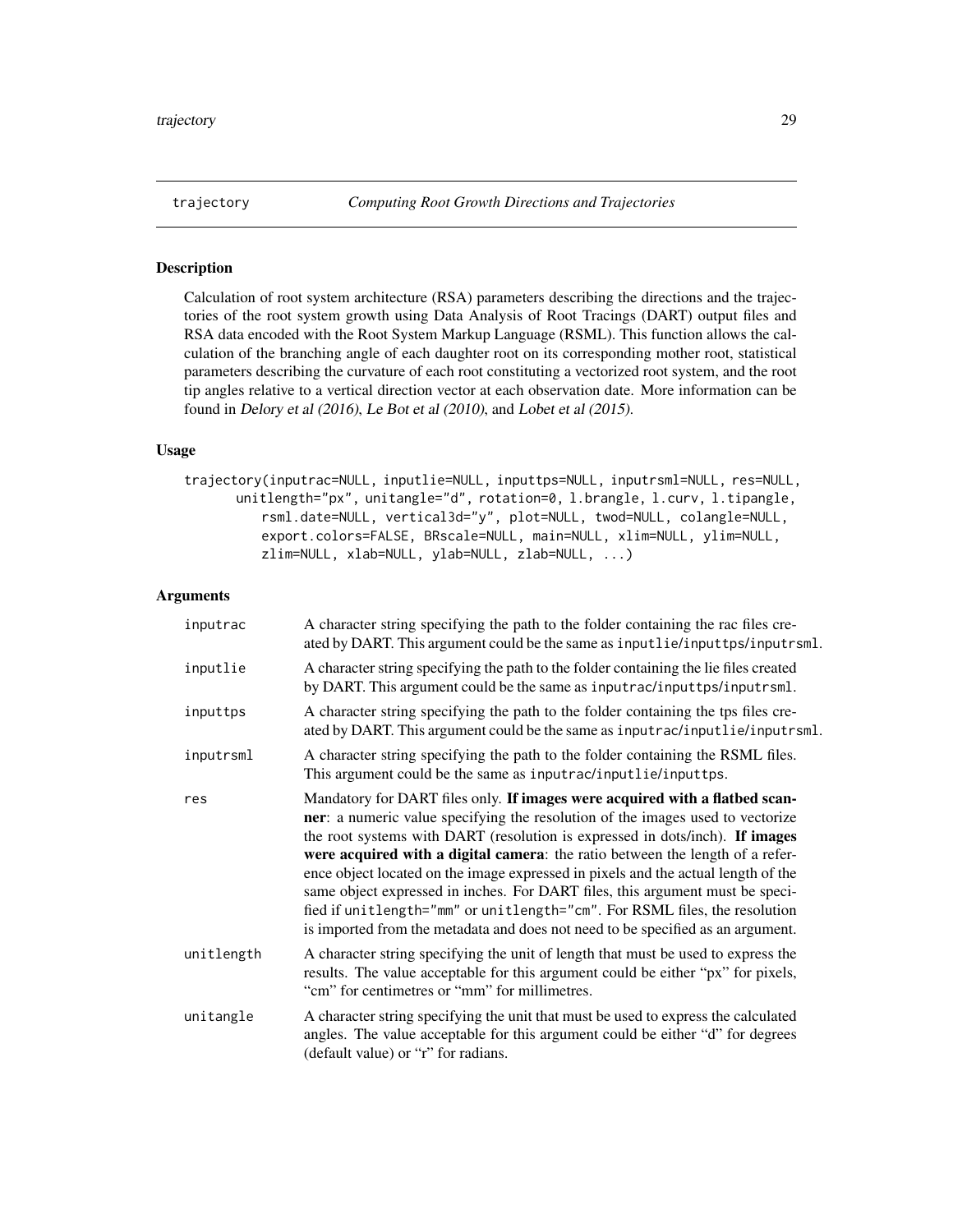## trajectory — *Computing Root Growth Directions and Trajectories*

### Description

Calculation of root system architecture (RSA) parameters describing the directions and the trajectories of the root system growth using Data Analysis of Root Tracings (DART) output files and RSA data encoded with the Root System Markup Language (RSML). This function allows the calculation of the branching angle of each daughter root on its corresponding mother root, statistical parameters describing the curvature of each root constituting a vectorized root system, and the root tip angles relative to a vertical direction vector at each observation date. More information can be found in *Delory et al (2016)*, *Le Bot et al (2010)*, and *Lobet et al (2015)*.

### Usage

```
trajectory(inputrac=NULL, inputlie=NULL, inputtps=NULL, inputrsml=NULL, res=NULL,
       unitlength="px", unitangle="d", rotation=0, l.brangle, l.curv, l.tipangle,
           rsml.date=NULL, vertical3d="y", plot=NULL, twod=NULL, colangle=NULL,
           export.colors=FALSE, BRscale=NULL, main=NULL, xlim=NULL, ylim=NULL,
           zlim=NULL, xlab=NULL, ylab=NULL, zlab=NULL, ...)
```

### Arguments

| | |
|---|---|
| `inputrac` | A character string specifying the path to the folder containing the rac files created by DART. This argument could be the same as `inputlie`/`inputtps`/`inputrsml`. |
| `inputlie` | A character string specifying the path to the folder containing the lie files created by DART. This argument could be the same as `inputrac`/`inputtps`/`inputrsml`. |
| `inputtps` | A character string specifying the path to the folder containing the tps files created by DART. This argument could be the same as `inputrac`/`inputlie`/`inputrsml`. |
| `inputrsml` | A character string specifying the path to the folder containing the RSML files. This argument could be the same as `inputrac`/`inputlie`/`inputtps`. |
| `res` | Mandatory for DART files only. **If images were acquired with a flatbed scanner**: a numeric value specifying the resolution of the images used to vectorize the root systems with DART (resolution is expressed in dots/inch). **If images were acquired with a digital camera**: the ratio between the length of a reference object located on the image expressed in pixels and the actual length of the same object expressed in inches. For DART files, this argument must be specified if `unitlength="mm"` or `unitlength="cm"`. For RSML files, the resolution is imported from the metadata and does not need to be specified as an argument. |
| `unitlength` | A character string specifying the unit of length that must be used to express the results. The value acceptable for this argument could be either "px" for pixels, "cm" for centimetres or "mm" for millimetres. |
| `unitangle` | A character string specifying the unit that must be used to express the calculated angles. The value acceptable for this argument could be either "d" for degrees (default value) or "r" for radians. |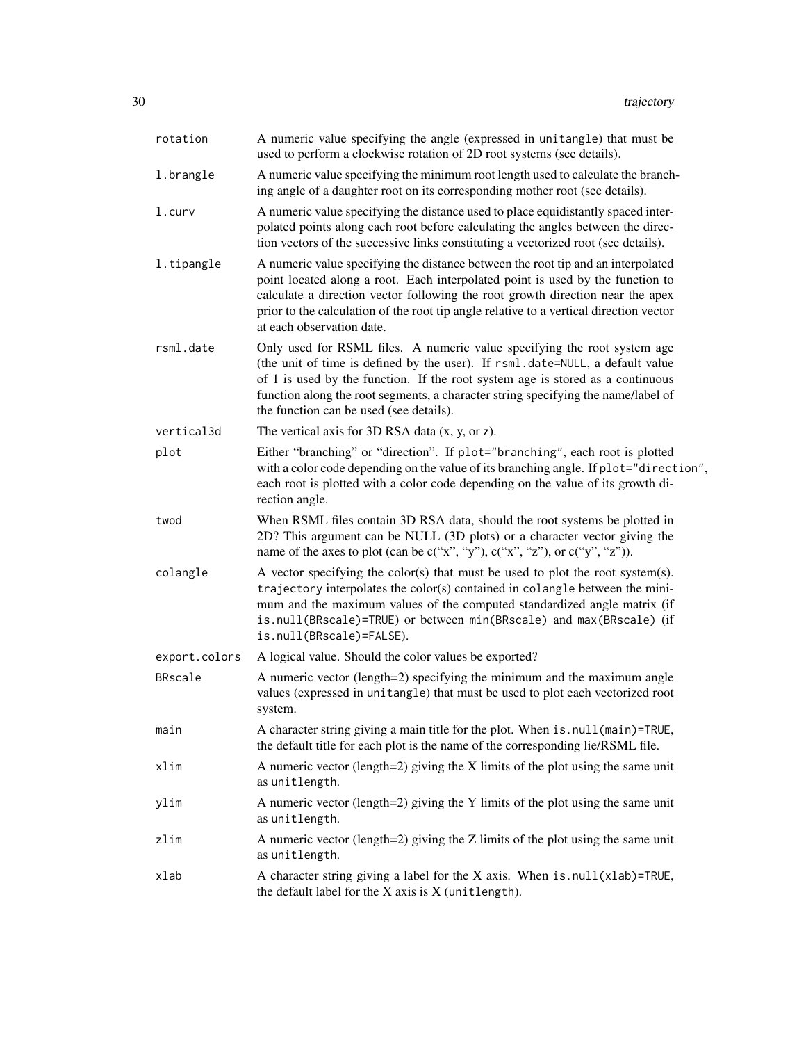| | |
|---|---|
| `rotation` | A numeric value specifying the angle (expressed in `unitangle`) that must be used to perform a clockwise rotation of 2D root systems (see details). |
| `l.brangle` | A numeric value specifying the minimum root length used to calculate the branching angle of a daughter root on its corresponding mother root (see details). |
| `l.curv` | A numeric value specifying the distance used to place equidistantly spaced interpolated points along each root before calculating the angles between the direction vectors of the successive links constituting a vectorized root (see details). |
| `l.tipangle` | A numeric value specifying the distance between the root tip and an interpolated point located along a root. Each interpolated point is used by the function to calculate a direction vector following the root growth direction near the apex prior to the calculation of the root tip angle relative to a vertical direction vector at each observation date. |
| `rsml.date` | Only used for RSML files. A numeric value specifying the root system age (the unit of time is defined by the user). If `rsml.date=NULL`, a default value of 1 is used by the function. If the root system age is stored as a continuous function along the root segments, a character string specifying the name/label of the function can be used (see details). |
| `vertical3d` | The vertical axis for 3D RSA data (x, y, or z). |
| `plot` | Either "branching" or "direction". If `plot="branching"`, each root is plotted with a color code depending on the value of its branching angle. If `plot="direction"`, each root is plotted with a color code depending on the value of its growth direction angle. |
| `twod` | When RSML files contain 3D RSA data, should the root systems be plotted in 2D? This argument can be NULL (3D plots) or a character vector giving the name of the axes to plot (can be c("x", "y"), c("x", "z"), or c("y", "z")). |
| `colangle` | A vector specifying the color(s) that must be used to plot the root system(s). `trajectory` interpolates the color(s) contained in `colangle` between the minimum and the maximum values of the computed standardized angle matrix (if `is.null(BRscale)=TRUE`) or between `min(BRscale)` and `max(BRscale)` (if `is.null(BRscale)=FALSE`). |
| `export.colors` | A logical value. Should the color values be exported? |
| `BRscale` | A numeric vector (length=2) specifying the minimum and the maximum angle values (expressed in `unitangle`) that must be used to plot each vectorized root system. |
| `main` | A character string giving a main title for the plot. When `is.null(main)=TRUE`, the default title for each plot is the name of the corresponding lie/RSML file. |
| `xlim` | A numeric vector (length=2) giving the X limits of the plot using the same unit as `unitlength`. |
| `ylim` | A numeric vector (length=2) giving the Y limits of the plot using the same unit as `unitlength`. |
| `zlim` | A numeric vector (length=2) giving the Z limits of the plot using the same unit as `unitlength`. |
| `xlab` | A character string giving a label for the X axis. When `is.null(xlab)=TRUE`, the default label for the X axis is X (`unitlength`). |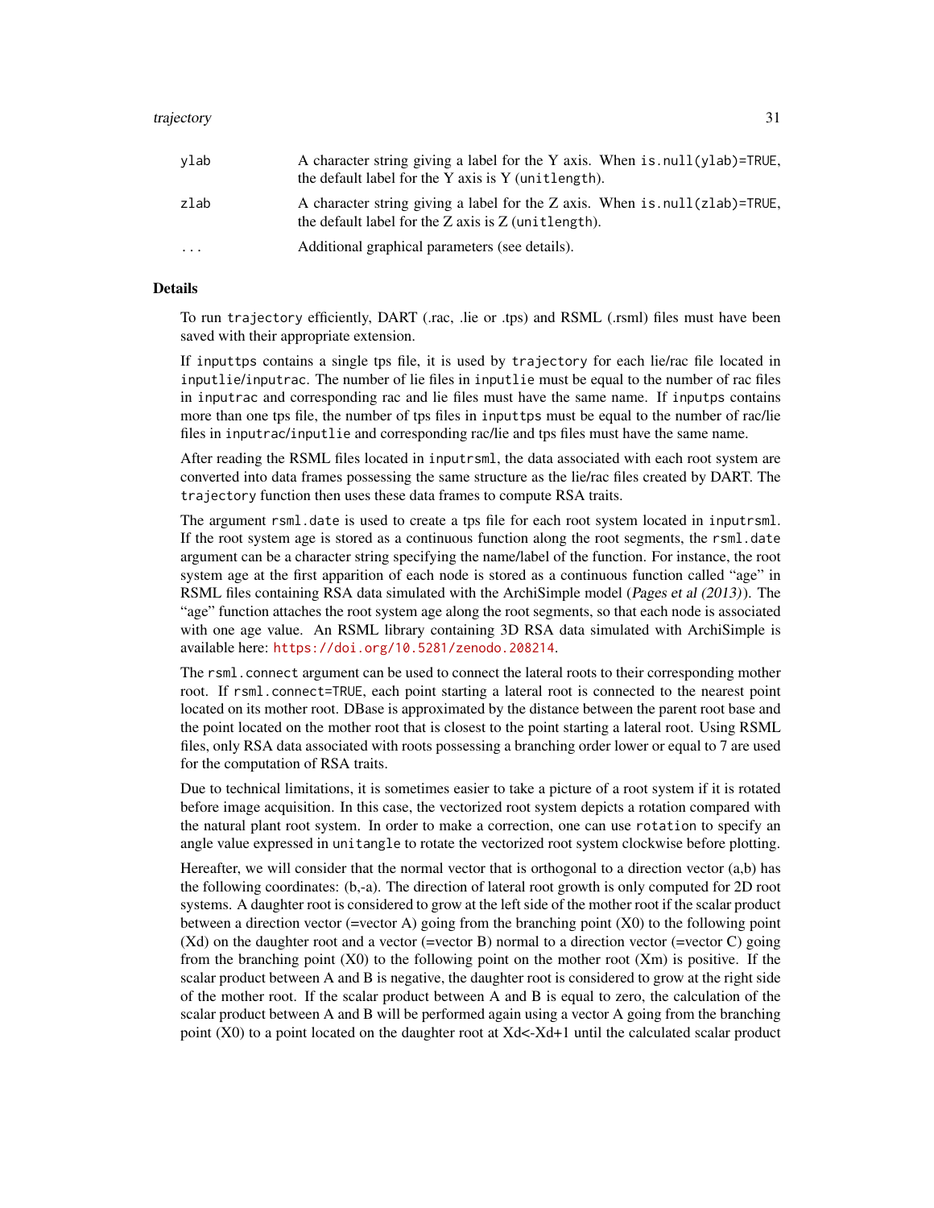| | |
|---|---|
| ylab | A character string giving a label for the Y axis. When `is.null(ylab)=TRUE`, the default label for the Y axis is Y (`unitlength`). |
| zlab | A character string giving a label for the Z axis. When `is.null(zlab)=TRUE`, the default label for the Z axis is Z (`unitlength`). |
| ... | Additional graphical parameters (see details). |

## Details

To run `trajectory` efficiently, DART (.rac, .lie or .tps) and RSML (.rsml) files must have been saved with their appropriate extension.

If `inputtps` contains a single tps file, it is used by `trajectory` for each lie/rac file located in `inputlie`/`inputrac`. The number of lie files in `inputlie` must be equal to the number of rac files in `inputrac` and corresponding rac and lie files must have the same name. If `inputps` contains more than one tps file, the number of tps files in `inputtps` must be equal to the number of rac/lie files in `inputrac`/`inputlie` and corresponding rac/lie and tps files must have the same name.

After reading the RSML files located in `inputrsml`, the data associated with each root system are converted into data frames possessing the same structure as the lie/rac files created by DART. The `trajectory` function then uses these data frames to compute RSA traits.

The argument `rsml.date` is used to create a tps file for each root system located in `inputrsml`. If the root system age is stored as a continuous function along the root segments, the `rsml.date` argument can be a character string specifying the name/label of the function. For instance, the root system age at the first apparition of each node is stored as a continuous function called “age” in RSML files containing RSA data simulated with the ArchiSimple model (*Pages et al (2013)*). The “age” function attaches the root system age along the root segments, so that each node is associated with one age value. An RSML library containing 3D RSA data simulated with ArchiSimple is available here: https://doi.org/10.5281/zenodo.208214.

The `rsml.connect` argument can be used to connect the lateral roots to their corresponding mother root. If `rsml.connect=TRUE`, each point starting a lateral root is connected to the nearest point located on its mother root. DBase is approximated by the distance between the parent root base and the point located on the mother root that is closest to the point starting a lateral root. Using RSML files, only RSA data associated with roots possessing a branching order lower or equal to 7 are used for the computation of RSA traits.

Due to technical limitations, it is sometimes easier to take a picture of a root system if it is rotated before image acquisition. In this case, the vectorized root system depicts a rotation compared with the natural plant root system. In order to make a correction, one can use `rotation` to specify an angle value expressed in `unitangle` to rotate the vectorized root system clockwise before plotting.

Hereafter, we will consider that the normal vector that is orthogonal to a direction vector (a,b) has the following coordinates: (b,-a). The direction of lateral root growth is only computed for 2D root systems. A daughter root is considered to grow at the left side of the mother root if the scalar product between a direction vector (=vector A) going from the branching point (X0) to the following point (Xd) on the daughter root and a vector (=vector B) normal to a direction vector (=vector C) going from the branching point (X0) to the following point on the mother root (Xm) is positive. If the scalar product between A and B is negative, the daughter root is considered to grow at the right side of the mother root. If the scalar product between A and B is equal to zero, the calculation of the scalar product between A and B will be performed again using a vector A going from the branching point (X0) to a point located on the daughter root at Xd<-Xd+1 until the calculated scalar product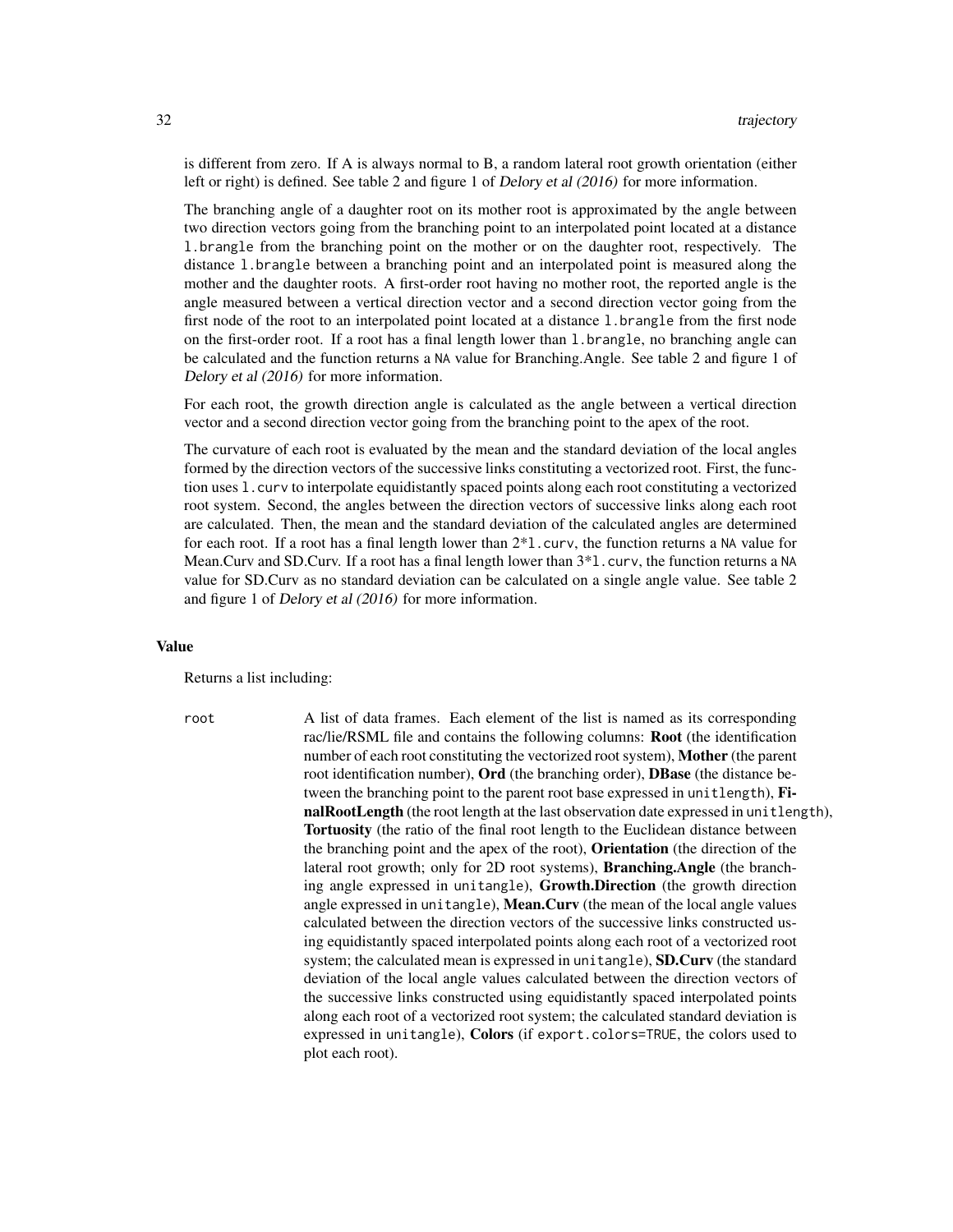is different from zero. If A is always normal to B, a random lateral root growth orientation (either left or right) is defined. See table 2 and figure 1 of *Delory et al (2016)* for more information.

The branching angle of a daughter root on its mother root is approximated by the angle between two direction vectors going from the branching point to an interpolated point located at a distance `l.brangle` from the branching point on the mother or on the daughter root, respectively. The distance `l.brangle` between a branching point and an interpolated point is measured along the mother and the daughter roots. A first-order root having no mother root, the reported angle is the angle measured between a vertical direction vector and a second direction vector going from the first node of the root to an interpolated point located at a distance `l.brangle` from the first node on the first-order root. If a root has a final length lower than `l.brangle`, no branching angle can be calculated and the function returns a `NA` value for Branching.Angle. See table 2 and figure 1 of *Delory et al (2016)* for more information.

For each root, the growth direction angle is calculated as the angle between a vertical direction vector and a second direction vector going from the branching point to the apex of the root.

The curvature of each root is evaluated by the mean and the standard deviation of the local angles formed by the direction vectors of the successive links constituting a vectorized root. First, the function uses `l.curv` to interpolate equidistantly spaced points along each root constituting a vectorized root system. Second, the angles between the direction vectors of successive links along each root are calculated. Then, the mean and the standard deviation of the calculated angles are determined for each root. If a root has a final length lower than `2*l.curv`, the function returns a `NA` value for Mean.Curv and SD.Curv. If a root has a final length lower than `3*l.curv`, the function returns a `NA` value for SD.Curv as no standard deviation can be calculated on a single angle value. See table 2 and figure 1 of *Delory et al (2016)* for more information.

### Value

Returns a list including:

`root` A list of data frames. Each element of the list is named as its corresponding rac/lie/RSML file and contains the following columns: **Root** (the identification number of each root constituting the vectorized root system), **Mother** (the parent root identification number), **Ord** (the branching order), **DBase** (the distance between the branching point to the parent root base expressed in `unitlength`), **FinalRootLength** (the root length at the last observation date expressed in `unitlength`), **Tortuosity** (the ratio of the final root length to the Euclidean distance between the branching point and the apex of the root), **Orientation** (the direction of the lateral root growth; only for 2D root systems), **Branching.Angle** (the branching angle expressed in `unitangle`), **Growth.Direction** (the growth direction angle expressed in `unitangle`), **Mean.Curv** (the mean of the local angle values calculated between the direction vectors of the successive links constructed using equidistantly spaced interpolated points along each root of a vectorized root system; the calculated mean is expressed in `unitangle`), **SD.Curv** (the standard deviation of the local angle values calculated between the direction vectors of the successive links constructed using equidistantly spaced interpolated points along each root of a vectorized root system; the calculated standard deviation is expressed in `unitangle`), **Colors** (if `export.colors=TRUE`, the colors used to plot each root).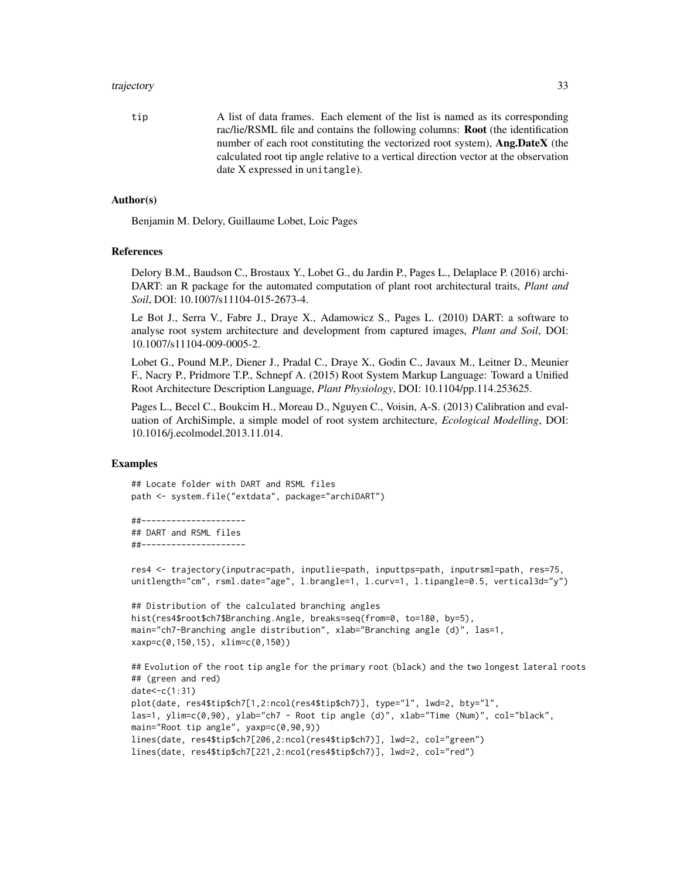tip    A list of data frames. Each element of the list is named as its corresponding rac/lie/RSML file and contains the following columns: **Root** (the identification number of each root constituting the vectorized root system), **Ang.DateX** (the calculated root tip angle relative to a vertical direction vector at the observation date X expressed in `unitangle`).

### Author(s)

Benjamin M. Delory, Guillaume Lobet, Loic Pages

### References

Delory B.M., Baudson C., Brostaux Y., Lobet G., du Jardin P., Pages L., Delaplace P. (2016) archi-DART: an R package for the automated computation of plant root architectural traits, *Plant and Soil*, DOI: 10.1007/s11104-015-2673-4.

Le Bot J., Serra V., Fabre J., Draye X., Adamowicz S., Pages L. (2010) DART: a software to analyse root system architecture and development from captured images, *Plant and Soil*, DOI: 10.1007/s11104-009-0005-2.

Lobet G., Pound M.P., Diener J., Pradal C., Draye X., Godin C., Javaux M., Leitner D., Meunier F., Nacry P., Pridmore T.P., Schnepf A. (2015) Root System Markup Language: Toward a Unified Root Architecture Description Language, *Plant Physiology*, DOI: 10.1104/pp.114.253625.

Pages L., Becel C., Boukcim H., Moreau D., Nguyen C., Voisin, A-S. (2013) Calibration and evaluation of ArchiSimple, a simple model of root system architecture, *Ecological Modelling*, DOI: 10.1016/j.ecolmodel.2013.11.014.

### Examples

```
## Locate folder with DART and RSML files
path <- system.file("extdata", package="archiDART")

##---------------------
## DART and RSML files
##---------------------

res4 <- trajectory(inputrac=path, inputlie=path, inputtps=path, inputrsml=path, res=75,
unitlength="cm", rsml.date="age", l.brangle=1, l.curv=1, l.tipangle=0.5, vertical3d="y")

## Distribution of the calculated branching angles
hist(res4$root$ch7$Branching.Angle, breaks=seq(from=0, to=180, by=5),
main="ch7-Branching angle distribution", xlab="Branching angle (d)", las=1,
xaxp=c(0,150,15), xlim=c(0,150))

## Evolution of the root tip angle for the primary root (black) and the two longest lateral roots
## (green and red)
date<-c(1:31)
plot(date, res4$tip$ch7[1,2:ncol(res4$tip$ch7)], type="l", lwd=2, bty="l",
las=1, ylim=c(0,90), ylab="ch7 - Root tip angle (d)", xlab="Time (Num)", col="black",
main="Root tip angle", yaxp=c(0,90,9))
lines(date, res4$tip$ch7[206,2:ncol(res4$tip$ch7)], lwd=2, col="green")
lines(date, res4$tip$ch7[221,2:ncol(res4$tip$ch7)], lwd=2, col="red")
```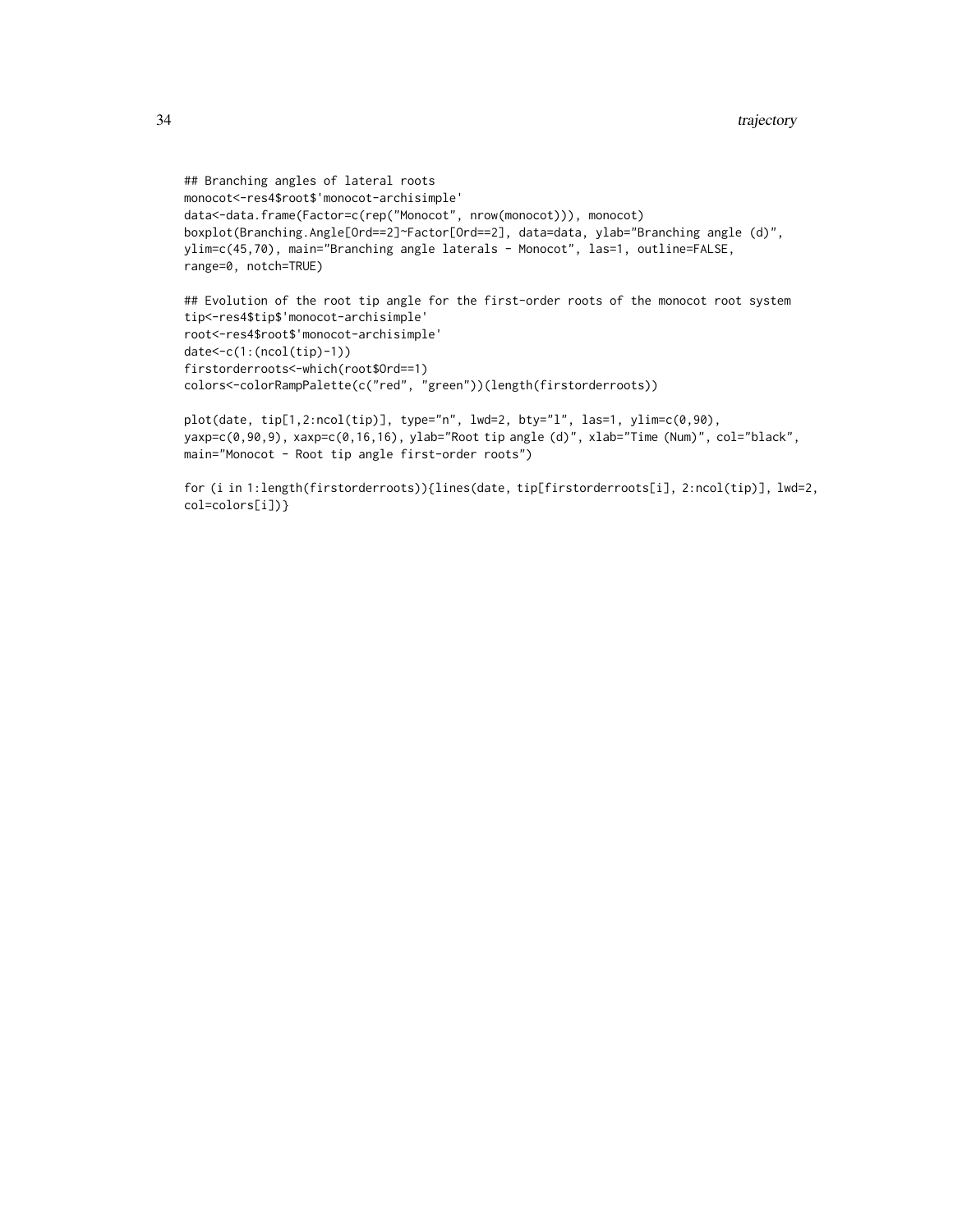```
## Branching angles of lateral roots
monocot<-res4$root$'monocot-archisimple'
data<-data.frame(Factor=c(rep("Monocot", nrow(monocot))), monocot)
boxplot(Branching.Angle[Ord==2]~Factor[Ord==2], data=data, ylab="Branching angle (d)",
ylim=c(45,70), main="Branching angle laterals - Monocot", las=1, outline=FALSE,
range=0, notch=TRUE)

## Evolution of the root tip angle for the first-order roots of the monocot root system
tip<-res4$tip$'monocot-archisimple'
root<-res4$root$'monocot-archisimple'
date<-c(1:(ncol(tip)-1))
firstorderroots<-which(root$Ord==1)
colors<-colorRampPalette(c("red", "green"))(length(firstorderroots))

plot(date, tip[1,2:ncol(tip)], type="n", lwd=2, bty="l", las=1, ylim=c(0,90),
yaxp=c(0,90,9), xaxp=c(0,16,16), ylab="Root tip angle (d)", xlab="Time (Num)", col="black",
main="Monocot - Root tip angle first-order roots")

for (i in 1:length(firstorderroots)){lines(date, tip[firstorderroots[i], 2:ncol(tip)], lwd=2,
col=colors[i])}
```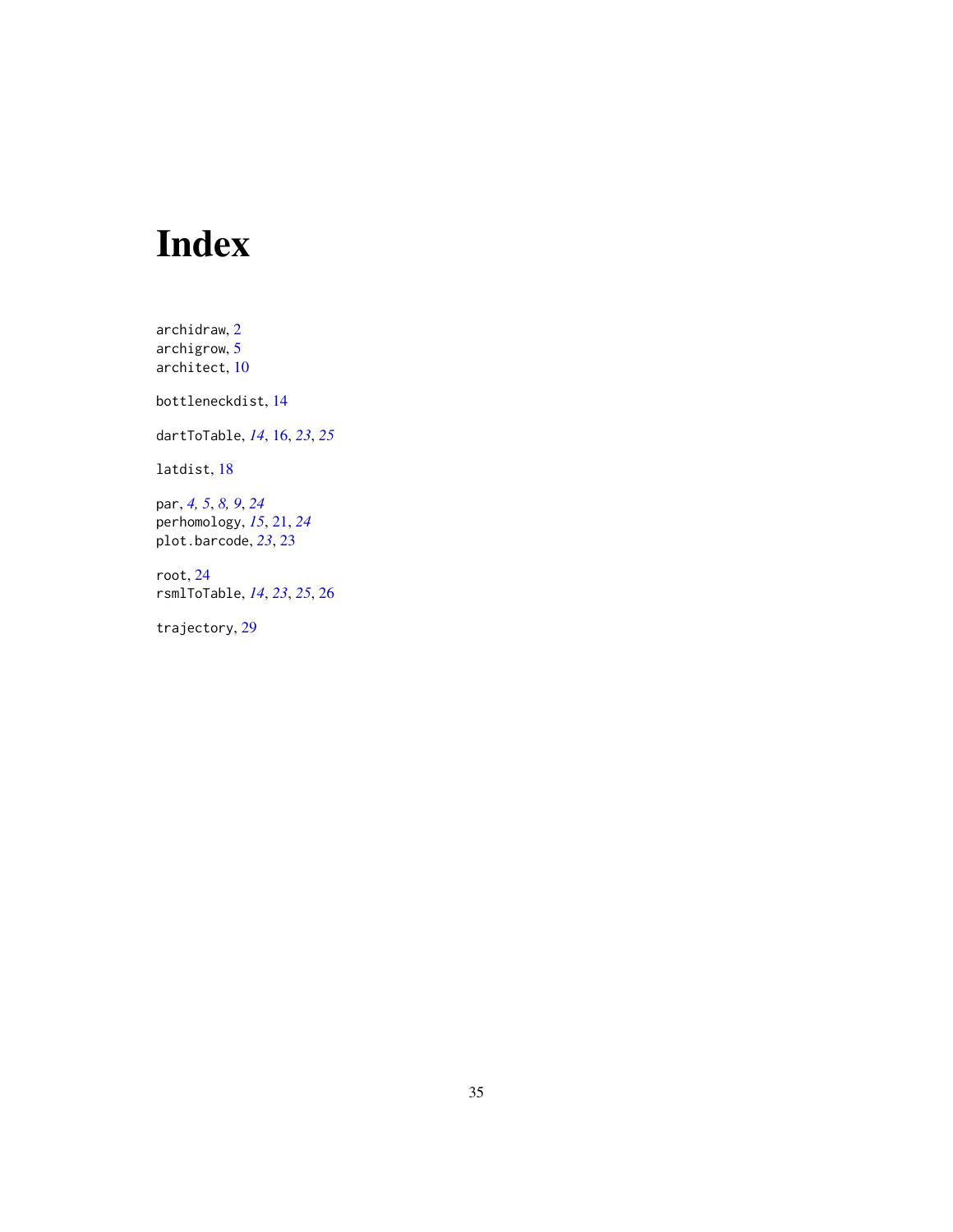# Index

archidraw, 2
archigrow, 5
architect, 10

bottleneckdist, 14

dartToTable, *14*, 16, *23*, *25*

latdist, 18

par, *4, 5*, *8, 9*, *24*
perhomology, *15*, 21, *24*
plot.barcode, *23*, 23

root, 24
rsmlToTable, *14*, *23*, *25*, 26

trajectory, 29